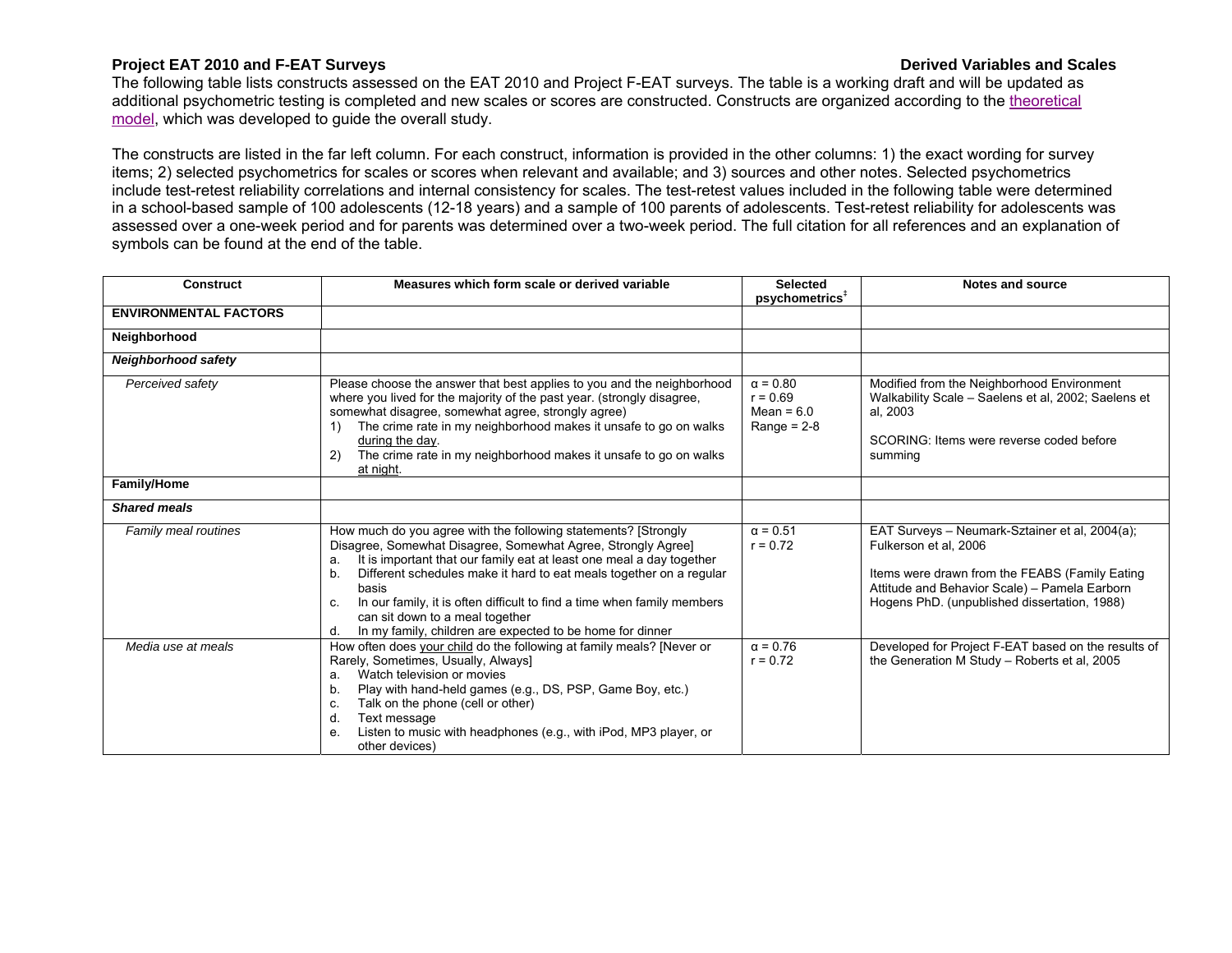**Project EAT 2010 and F-EAT Surveys** **Derived Variables and Scales**

The following table lists constructs assessed on the EAT 2010 and Project F-EAT surveys. The table is a working draft and will be updated as additional psychometric testing is completed and new scales or scores are constructed. Constructs are organized according to the theoretical model, which was developed to guide the overall study.

The constructs are listed in the far left column. For each construct, information is provided in the other columns: 1) the exact wording for survey items; 2) selected psychometrics for scales or scores when relevant and available; and 3) sources and other notes. Selected psychometrics include test-retest reliability correlations and internal consistency for scales. The test-retest values included in the following table were determined in a school-based sample of 100 adolescents (12-18 years) and a sample of 100 parents of adolescents. Test-retest reliability for adolescents was assessed over a one-week period and for parents was determined over a two-week period. The full citation for all references and an explanation of symbols can be found at the end of the table.

| Construct | Measures which form scale or derived variable | Selected psychometrics‡ | Notes and source |
|---|---|---|---|
| **ENVIRONMENTAL FACTORS** | | | |
| **Neighborhood** | | | |
| ***Neighborhood safety*** | | | |
| *Perceived safety* | Please choose the answer that best applies to you and the neighborhood where you lived for the majority of the past year. (strongly disagree, somewhat disagree, somewhat agree, strongly agree)<br>1) The crime rate in my neighborhood makes it unsafe to go on walks during the day.<br>2) The crime rate in my neighborhood makes it unsafe to go on walks at night. | α = 0.80<br>r = 0.69<br>Mean = 6.0<br>Range = 2-8 | Modified from the Neighborhood Environment Walkability Scale – Saelens et al, 2002; Saelens et al, 2003<br><br>SCORING: Items were reverse coded before summing |
| **Family/Home** | | | |
| ***Shared meals*** | | | |
| *Family meal routines* | How much do you agree with the following statements? [Strongly Disagree, Somewhat Disagree, Somewhat Agree, Strongly Agree]<br>a. It is important that our family eat at least one meal a day together<br>b. Different schedules make it hard to eat meals together on a regular basis<br>c. In our family, it is often difficult to find a time when family members can sit down to a meal together<br>d. In my family, children are expected to be home for dinner | α = 0.51<br>r = 0.72 | EAT Surveys – Neumark-Sztainer et al, 2004(a); Fulkerson et al, 2006<br><br>Items were drawn from the FEABS (Family Eating Attitude and Behavior Scale) – Pamela Earborn Hogens PhD. (unpublished dissertation, 1988) |
| *Media use at meals* | How often does your child do the following at family meals? [Never or Rarely, Sometimes, Usually, Always]<br>a. Watch television or movies<br>b. Play with hand-held games (e.g., DS, PSP, Game Boy, etc.)<br>c. Talk on the phone (cell or other)<br>d. Text message<br>e. Listen to music with headphones (e.g., with iPod, MP3 player, or other devices) | α = 0.76<br>r = 0.72 | Developed for Project F-EAT based on the results of the Generation M Study – Roberts et al, 2005 |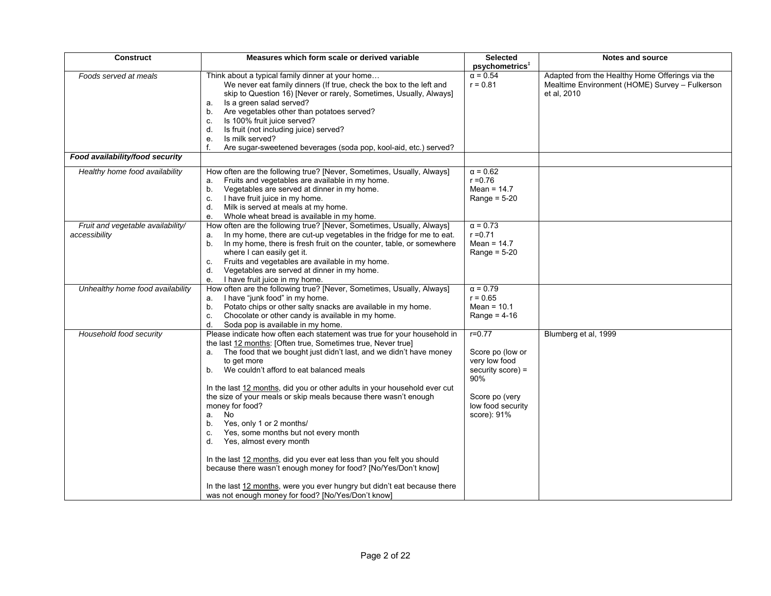| Construct | Measures which form scale or derived variable | Selected psychometrics‡ | Notes and source |
|---|---|---|---|
| *Foods served at meals* | Think about a typical family dinner at your home…<br>We never eat family dinners (If true, check the box to the left and skip to Question 16) [Never or rarely, Sometimes, Usually, Always]<br>a. Is a green salad served?<br>b. Are vegetables other than potatoes served?<br>c. Is 100% fruit juice served?<br>d. Is fruit (not including juice) served?<br>e. Is milk served?<br>f. Are sugar-sweetened beverages (soda pop, kool-aid, etc.) served? | α = 0.54<br>r = 0.81 | Adapted from the Healthy Home Offerings via the Mealtime Environment (HOME) Survey – Fulkerson et al, 2010 |
| ***Food availability/food security*** | | | |
| *Healthy home food availability* | How often are the following true? [Never, Sometimes, Usually, Always]<br>a. Fruits and vegetables are available in my home.<br>b. Vegetables are served at dinner in my home.<br>c. I have fruit juice in my home.<br>d. Milk is served at meals at my home.<br>e. Whole wheat bread is available in my home. | α = 0.62<br>r =0.76<br>Mean = 14.7<br>Range = 5-20 | |
| *Fruit and vegetable availability/ accessibility* | How often are the following true? [Never, Sometimes, Usually, Always]<br>a. In my home, there are cut-up vegetables in the fridge for me to eat.<br>b. In my home, there is fresh fruit on the counter, table, or somewhere where I can easily get it.<br>c. Fruits and vegetables are available in my home.<br>d. Vegetables are served at dinner in my home.<br>e. I have fruit juice in my home. | α = 0.73<br>r =0.71<br>Mean = 14.7<br>Range = 5-20 | |
| *Unhealthy home food availability* | How often are the following true? [Never, Sometimes, Usually, Always]<br>a. I have "junk food" in my home.<br>b. Potato chips or other salty snacks are available in my home.<br>c. Chocolate or other candy is available in my home.<br>d. Soda pop is available in my home. | α = 0.79<br>r = 0.65<br>Mean = 10.1<br>Range = 4-16 | |
| *Household food security* | Please indicate how often each statement was true for your household in the last <u>12 months</u>: [Often true, Sometimes true, Never true]<br>a. The food that we bought just didn't last, and we didn't have money to get more<br>b. We couldn't afford to eat balanced meals<br><br>In the last <u>12 months</u>, did you or other adults in your household ever cut the size of your meals or skip meals because there wasn't enough money for food?<br>a. No<br>b. Yes, only 1 or 2 months/<br>c. Yes, some months but not every month<br>d. Yes, almost every month<br><br>In the last <u>12 months</u>, did you ever eat less than you felt you should because there wasn't enough money for food? [No/Yes/Don't know]<br><br>In the last <u>12 months</u>, were you ever hungry but didn't eat because there was not enough money for food? [No/Yes/Don't know] | r=0.77<br><br>Score po (low or very low food security score) = 90%<br><br>Score po (very low food security score): 91% | Blumberg et al, 1999 |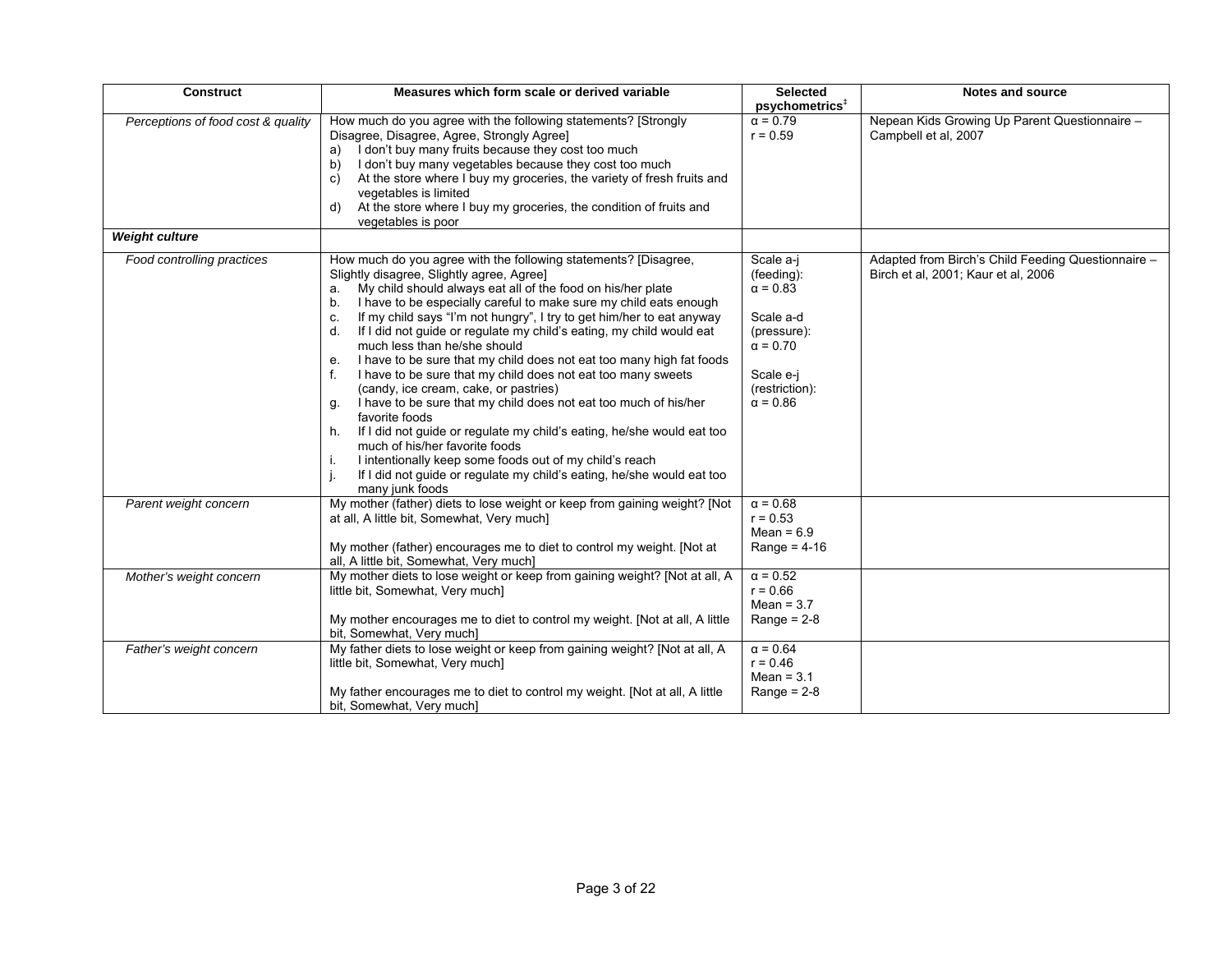| Construct | Measures which form scale or derived variable | Selected psychometrics[‡] | Notes and source |
|---|---|---|---|
| *Perceptions of food cost & quality* | How much do you agree with the following statements? [Strongly Disagree, Disagree, Agree, Strongly Agree]<br>a) I don't buy many fruits because they cost too much<br>b) I don't buy many vegetables because they cost too much<br>c) At the store where I buy my groceries, the variety of fresh fruits and vegetables is limited<br>d) At the store where I buy my groceries, the condition of fruits and vegetables is poor | α = 0.79<br>r = 0.59 | Nepean Kids Growing Up Parent Questionnaire – Campbell et al, 2007 |
| ***Weight culture*** | | | |
| *Food controlling practices* | How much do you agree with the following statements? [Disagree, Slightly disagree, Slightly agree, Agree]<br>a. My child should always eat all of the food on his/her plate<br>b. I have to be especially careful to make sure my child eats enough<br>c. If my child says "I'm not hungry", I try to get him/her to eat anyway<br>d. If I did not guide or regulate my child's eating, my child would eat much less than he/she should<br>e. I have to be sure that my child does not eat too many high fat foods<br>f. I have to be sure that my child does not eat too many sweets (candy, ice cream, cake, or pastries)<br>g. I have to be sure that my child does not eat too much of his/her favorite foods<br>h. If I did not guide or regulate my child's eating, he/she would eat too much of his/her favorite foods<br>i. I intentionally keep some foods out of my child's reach<br>j. If I did not guide or regulate my child's eating, he/she would eat too many junk foods | Scale a-j (feeding):<br>α = 0.83<br><br>Scale a-d (pressure):<br>α = 0.70<br><br>Scale e-j (restriction):<br>α = 0.86 | Adapted from Birch's Child Feeding Questionnaire – Birch et al, 2001; Kaur et al, 2006 |
| *Parent weight concern* | My mother (father) diets to lose weight or keep from gaining weight? [Not at all, A little bit, Somewhat, Very much]<br><br>My mother (father) encourages me to diet to control my weight. [Not at all, A little bit, Somewhat, Very much] | α = 0.68<br>r = 0.53<br>Mean = 6.9<br>Range = 4-16 | |
| *Mother's weight concern* | My mother diets to lose weight or keep from gaining weight? [Not at all, A little bit, Somewhat, Very much]<br><br>My mother encourages me to diet to control my weight. [Not at all, A little bit, Somewhat, Very much] | α = 0.52<br>r = 0.66<br>Mean = 3.7<br>Range = 2-8 | |
| *Father's weight concern* | My father diets to lose weight or keep from gaining weight? [Not at all, A little bit, Somewhat, Very much]<br><br>My father encourages me to diet to control my weight. [Not at all, A little bit, Somewhat, Very much] | α = 0.64<br>r = 0.46<br>Mean = 3.1<br>Range = 2-8 | |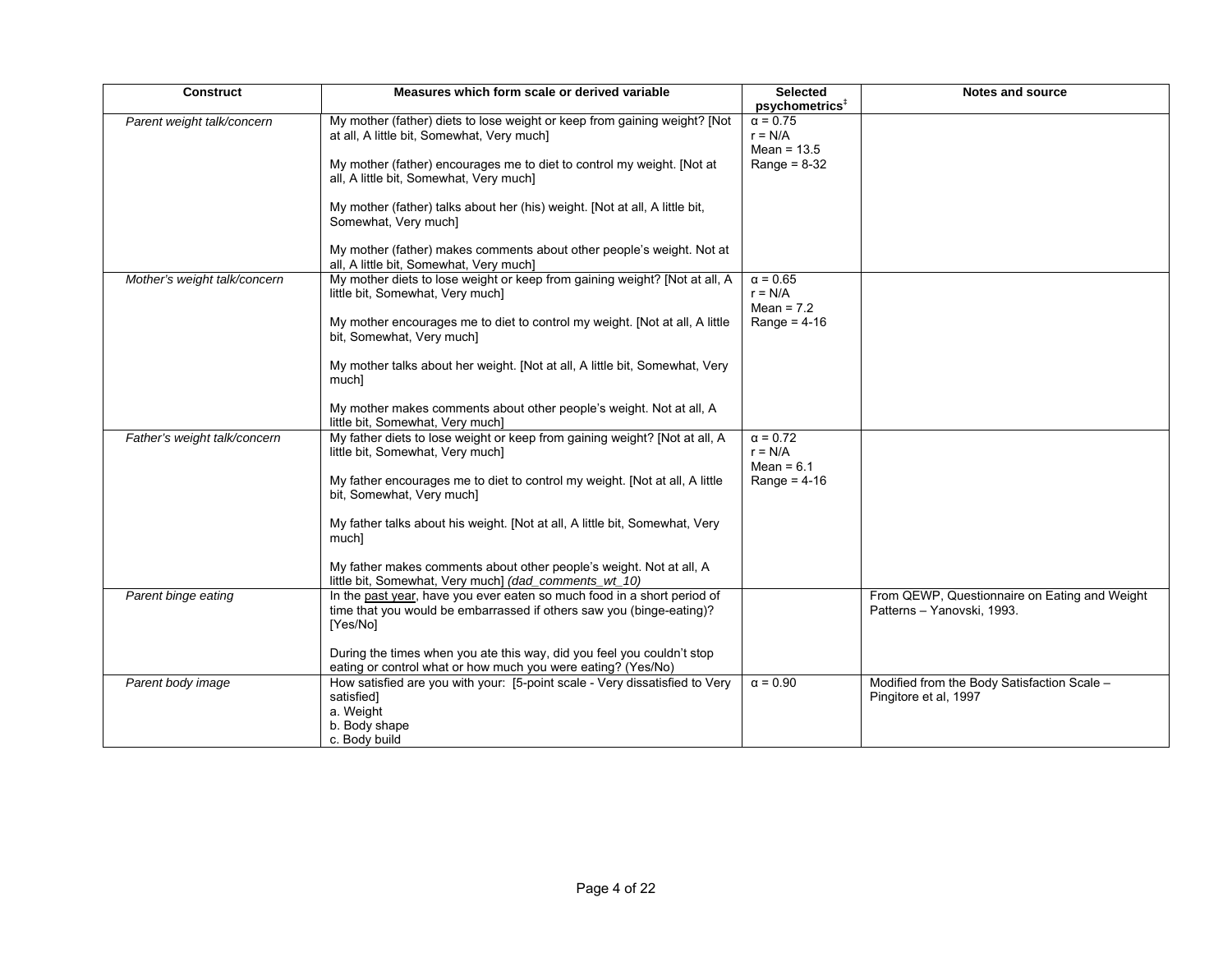| Construct | Measures which form scale or derived variable | Selected psychometrics‡ | Notes and source |
|---|---|---|---|
| *Parent weight talk/concern* | My mother (father) diets to lose weight or keep from gaining weight? [Not at all, A little bit, Somewhat, Very much]<br><br>My mother (father) encourages me to diet to control my weight. [Not at all, A little bit, Somewhat, Very much]<br><br>My mother (father) talks about her (his) weight. [Not at all, A little bit, Somewhat, Very much]<br><br>My mother (father) makes comments about other people's weight. Not at all, A little bit, Somewhat, Very much] | α = 0.75<br>r = N/A<br>Mean = 13.5<br>Range = 8-32 | |
| *Mother's weight talk/concern* | My mother diets to lose weight or keep from gaining weight? [Not at all, A little bit, Somewhat, Very much]<br><br>My mother encourages me to diet to control my weight. [Not at all, A little bit, Somewhat, Very much]<br><br>My mother talks about her weight. [Not at all, A little bit, Somewhat, Very much]<br><br>My mother makes comments about other people's weight. Not at all, A little bit, Somewhat, Very much] | α = 0.65<br>r = N/A<br>Mean = 7.2<br>Range = 4-16 | |
| *Father's weight talk/concern* | My father diets to lose weight or keep from gaining weight? [Not at all, A little bit, Somewhat, Very much]<br><br>My father encourages me to diet to control my weight. [Not at all, A little bit, Somewhat, Very much]<br><br>My father talks about his weight. [Not at all, A little bit, Somewhat, Very much]<br><br>My father makes comments about other people's weight. Not at all, A little bit, Somewhat, Very much] *(dad_comments_wt_10)* | α = 0.72<br>r = N/A<br>Mean = 6.1<br>Range = 4-16 | |
| *Parent binge eating* | In the past year, have you ever eaten so much food in a short period of time that you would be embarrassed if others saw you (binge-eating)? [Yes/No]<br><br>During the times when you ate this way, did you feel you couldn't stop eating or control what or how much you were eating? (Yes/No) | | From QEWP, Questionnaire on Eating and Weight Patterns – Yanovski, 1993. |
| *Parent body image* | How satisfied are you with your: [5-point scale - Very dissatisfied to Very satisfied]<br>a. Weight<br>b. Body shape<br>c. Body build | α = 0.90 | Modified from the Body Satisfaction Scale – Pingitore et al, 1997 |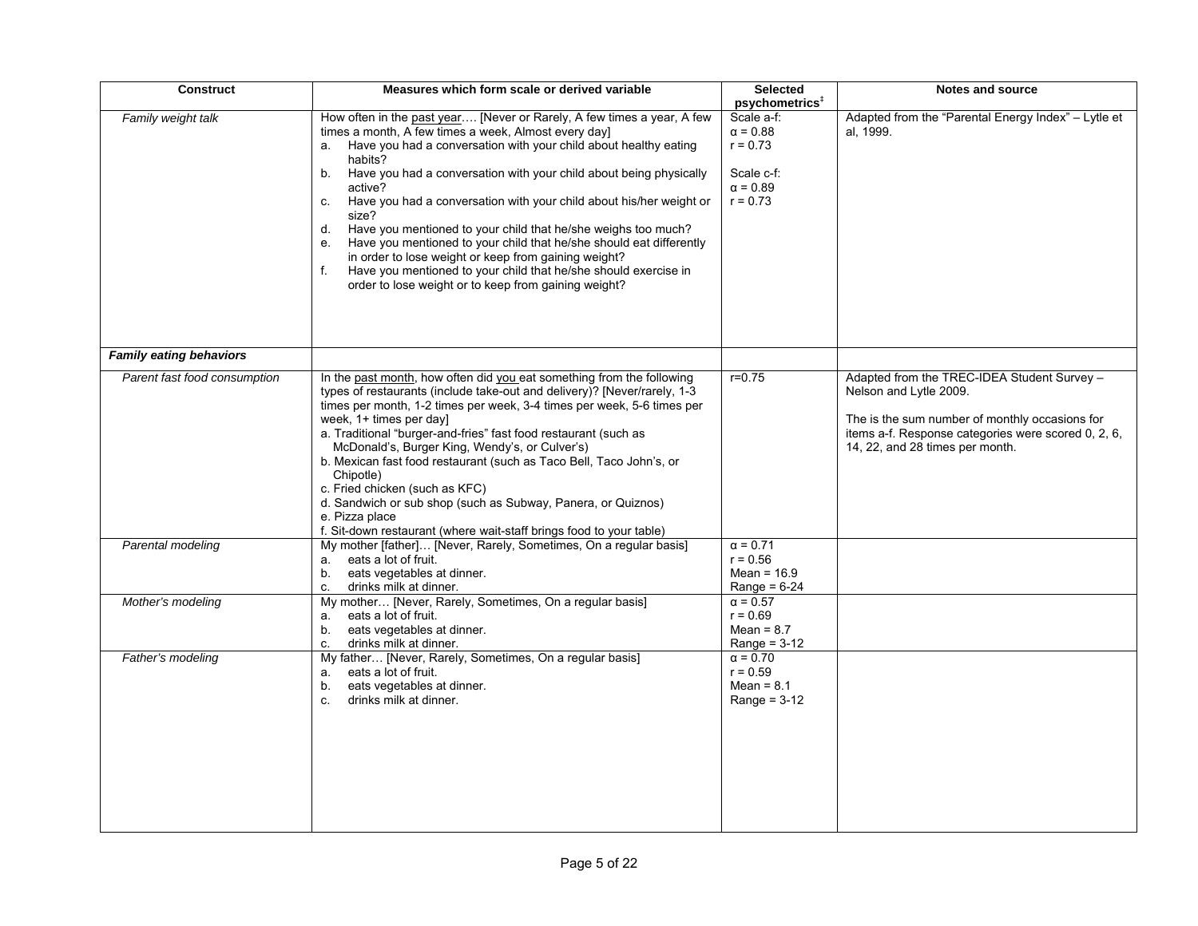| Construct | Measures which form scale or derived variable | Selected psychometrics‡ | Notes and source |
|---|---|---|---|
| *Family weight talk* | How often in the <u>past year</u>…. [Never or Rarely, A few times a year, A few times a month, A few times a week, Almost every day]<br>a. Have you had a conversation with your child about healthy eating habits?<br>b. Have you had a conversation with your child about being physically active?<br>c. Have you had a conversation with your child about his/her weight or size?<br>d. Have you mentioned to your child that he/she weighs too much?<br>e. Have you mentioned to your child that he/she should eat differently in order to lose weight or keep from gaining weight?<br>f. Have you mentioned to your child that he/she should exercise in order to lose weight or to keep from gaining weight? | Scale a-f:<br>α = 0.88<br>r = 0.73<br><br>Scale c-f:<br>α = 0.89<br>r = 0.73 | Adapted from the "Parental Energy Index" – Lytle et al, 1999. |
| ***Family eating behaviors*** | | | |
| *Parent fast food consumption* | In the <u>past month</u>, how often did <u>you</u> eat something from the following types of restaurants (include take-out and delivery)? [Never/rarely, 1-3 times per month, 1-2 times per week, 3-4 times per week, 5-6 times per week, 1+ times per day]<br>a. Traditional "burger-and-fries" fast food restaurant (such as McDonald's, Burger King, Wendy's, or Culver's)<br>b. Mexican fast food restaurant (such as Taco Bell, Taco John's, or Chipotle)<br>c. Fried chicken (such as KFC)<br>d. Sandwich or sub shop (such as Subway, Panera, or Quiznos)<br>e. Pizza place<br>f. Sit-down restaurant (where wait-staff brings food to your table) | r=0.75 | Adapted from the TREC-IDEA Student Survey – Nelson and Lytle 2009.<br><br>The is the sum number of monthly occasions for items a-f. Response categories were scored 0, 2, 6, 14, 22, and 28 times per month. |
| *Parental modeling* | My mother [father]… [Never, Rarely, Sometimes, On a regular basis]<br>a. eats a lot of fruit.<br>b. eats vegetables at dinner.<br>c. drinks milk at dinner. | α = 0.71<br>r = 0.56<br>Mean = 16.9<br>Range = 6-24 | |
| *Mother's modeling* | My mother… [Never, Rarely, Sometimes, On a regular basis]<br>a. eats a lot of fruit.<br>b. eats vegetables at dinner.<br>c. drinks milk at dinner. | α = 0.57<br>r = 0.69<br>Mean = 8.7<br>Range = 3-12 | |
| *Father's modeling* | My father… [Never, Rarely, Sometimes, On a regular basis]<br>a. eats a lot of fruit.<br>b. eats vegetables at dinner.<br>c. drinks milk at dinner. | α = 0.70<br>r = 0.59<br>Mean = 8.1<br>Range = 3-12 | |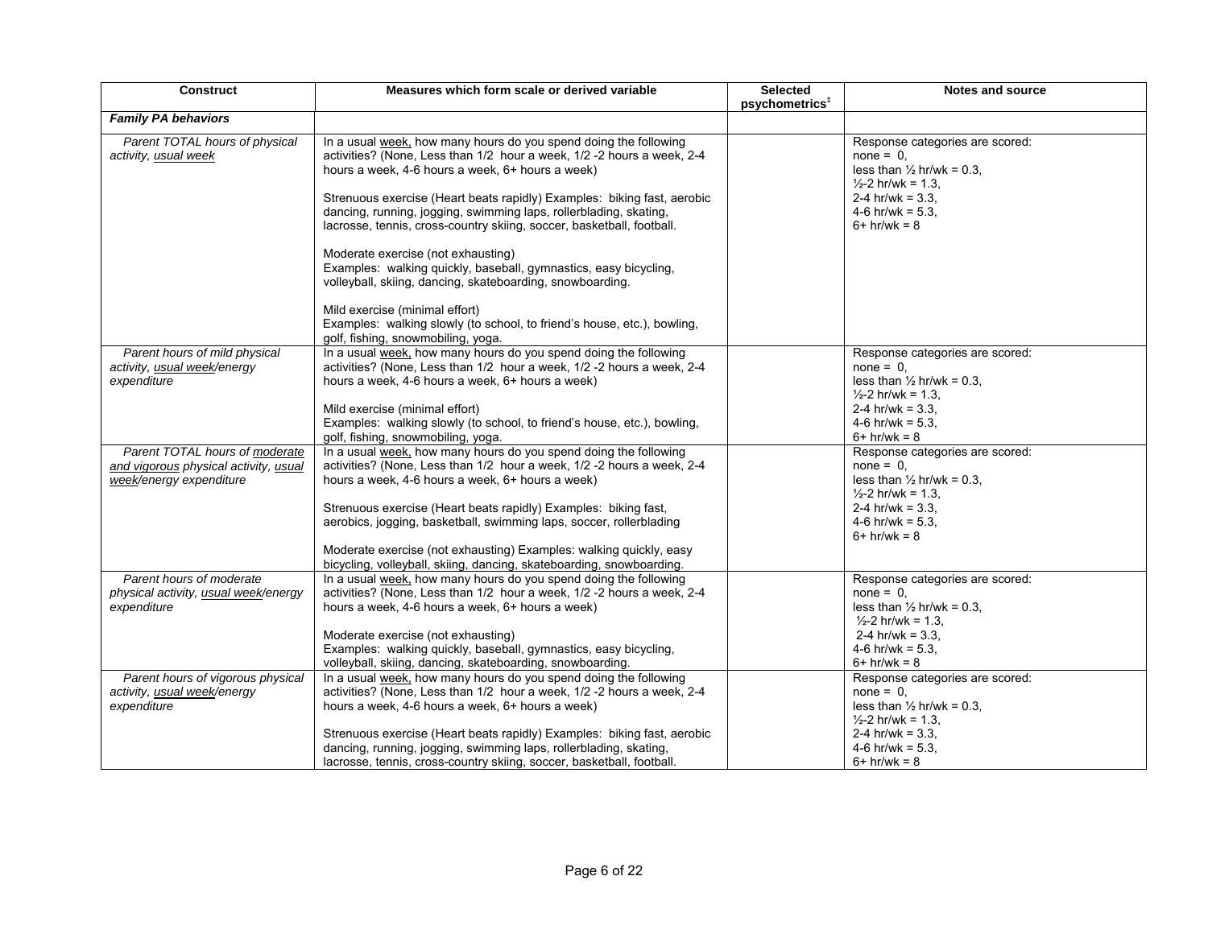| Construct | Measures which form scale or derived variable | Selected psychometrics‡ | Notes and source |
|---|---|---|---|
| ***Family PA behaviors*** | | | |
| *Parent TOTAL hours of physical activity, usual week* | In a usual week, how many hours do you spend doing the following activities? (None, Less than 1/2 hour a week, 1/2 -2 hours a week, 2-4 hours a week, 4-6 hours a week, 6+ hours a week)<br><br>Strenuous exercise (Heart beats rapidly) Examples: biking fast, aerobic dancing, running, jogging, swimming laps, rollerblading, skating, lacrosse, tennis, cross-country skiing, soccer, basketball, football.<br><br>Moderate exercise (not exhausting)<br>Examples: walking quickly, baseball, gymnastics, easy bicycling, volleyball, skiing, dancing, skateboarding, snowboarding.<br><br>Mild exercise (minimal effort)<br>Examples: walking slowly (to school, to friend's house, etc.), bowling, golf, fishing, snowmobiling, yoga. | | Response categories are scored:<br>none = 0,<br>less than ½ hr/wk = 0.3,<br>½-2 hr/wk = 1.3,<br>2-4 hr/wk = 3.3,<br>4-6 hr/wk = 5.3,<br>6+ hr/wk = 8 |
| *Parent hours of mild physical activity, usual week/energy expenditure* | In a usual week, how many hours do you spend doing the following activities? (None, Less than 1/2 hour a week, 1/2 -2 hours a week, 2-4 hours a week, 4-6 hours a week, 6+ hours a week)<br><br>Mild exercise (minimal effort)<br>Examples: walking slowly (to school, to friend's house, etc.), bowling, golf, fishing, snowmobiling, yoga. | | Response categories are scored:<br>none = 0,<br>less than ½ hr/wk = 0.3,<br>½-2 hr/wk = 1.3,<br>2-4 hr/wk = 3.3,<br>4-6 hr/wk = 5.3,<br>6+ hr/wk = 8 |
| *Parent TOTAL hours of moderate and vigorous physical activity, usual week/energy expenditure* | In a usual week, how many hours do you spend doing the following activities? (None, Less than 1/2 hour a week, 1/2 -2 hours a week, 2-4 hours a week, 4-6 hours a week, 6+ hours a week)<br><br>Strenuous exercise (Heart beats rapidly) Examples: biking fast, aerobics, jogging, basketball, swimming laps, soccer, rollerblading<br><br>Moderate exercise (not exhausting) Examples: walking quickly, easy bicycling, volleyball, skiing, dancing, skateboarding, snowboarding. | | Response categories are scored:<br>none = 0,<br>less than ½ hr/wk = 0.3,<br>½-2 hr/wk = 1.3,<br>2-4 hr/wk = 3.3,<br>4-6 hr/wk = 5.3,<br>6+ hr/wk = 8 |
| *Parent hours of moderate physical activity, usual week/energy expenditure* | In a usual week, how many hours do you spend doing the following activities? (None, Less than 1/2 hour a week, 1/2 -2 hours a week, 2-4 hours a week, 4-6 hours a week, 6+ hours a week)<br><br>Moderate exercise (not exhausting)<br>Examples: walking quickly, baseball, gymnastics, easy bicycling, volleyball, skiing, dancing, skateboarding, snowboarding. | | Response categories are scored:<br>none = 0,<br>less than ½ hr/wk = 0.3,<br>½-2 hr/wk = 1.3,<br>2-4 hr/wk = 3.3,<br>4-6 hr/wk = 5.3,<br>6+ hr/wk = 8 |
| *Parent hours of vigorous physical activity, usual week/energy expenditure* | In a usual week, how many hours do you spend doing the following activities? (None, Less than 1/2 hour a week, 1/2 -2 hours a week, 2-4 hours a week, 4-6 hours a week, 6+ hours a week)<br><br>Strenuous exercise (Heart beats rapidly) Examples: biking fast, aerobic dancing, running, jogging, swimming laps, rollerblading, skating, lacrosse, tennis, cross-country skiing, soccer, basketball, football. | | Response categories are scored:<br>none = 0,<br>less than ½ hr/wk = 0.3,<br>½-2 hr/wk = 1.3,<br>2-4 hr/wk = 3.3,<br>4-6 hr/wk = 5.3,<br>6+ hr/wk = 8 |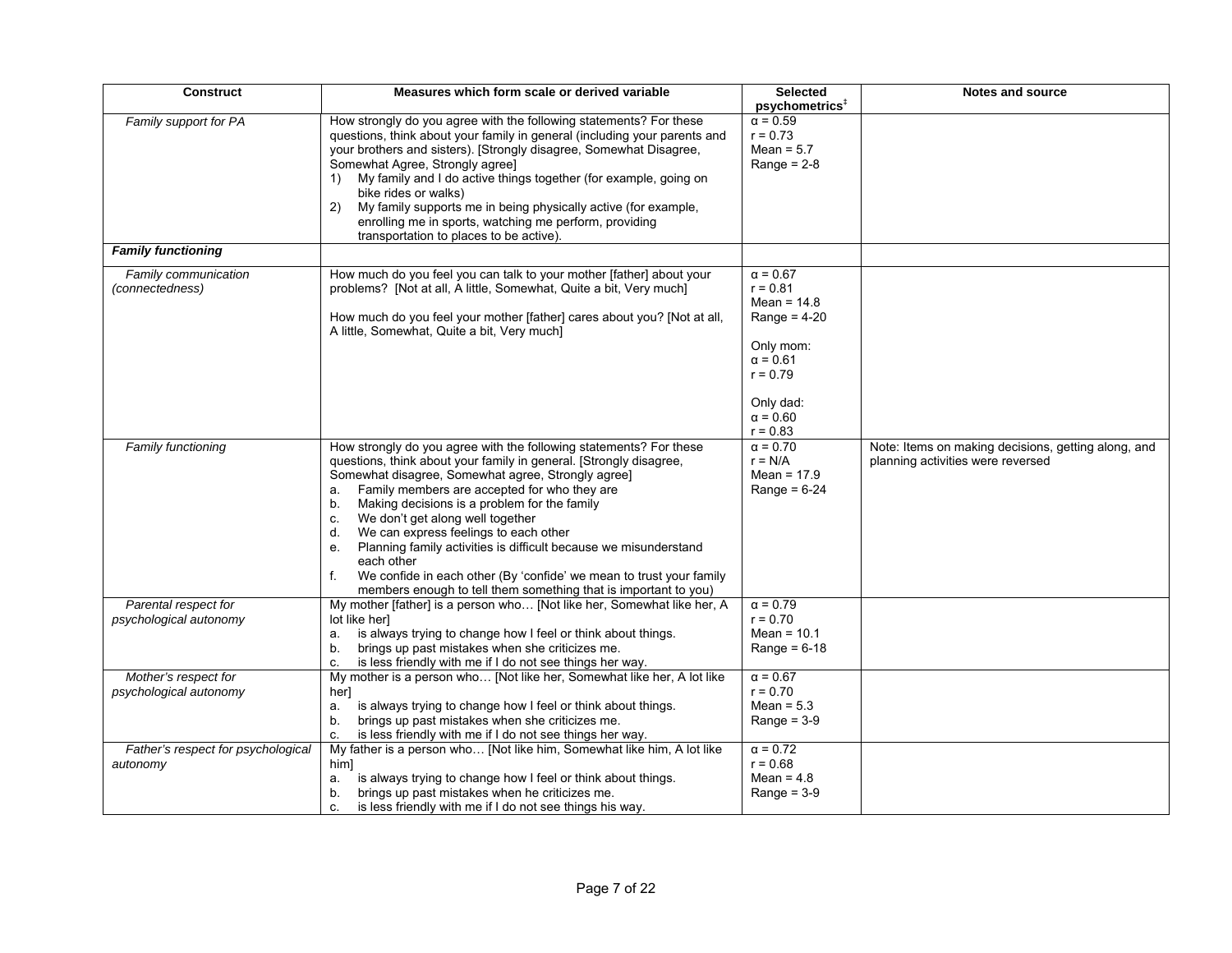| Construct | Measures which form scale or derived variable | Selected psychometrics[‡] | Notes and source |
|---|---|---|---|
| *Family support for PA* | How strongly do you agree with the following statements? For these questions, think about your family in general (including your parents and your brothers and sisters). [Strongly disagree, Somewhat Disagree, Somewhat Agree, Strongly agree]<br>1) My family and I do active things together (for example, going on bike rides or walks)<br>2) My family supports me in being physically active (for example, enrolling me in sports, watching me perform, providing transportation to places to be active). | α = 0.59<br>r = 0.73<br>Mean = 5.7<br>Range = 2-8 | |
| ***Family functioning*** | | | |
| *Family communication (connectedness)* | How much do you feel you can talk to your mother [father] about your problems? [Not at all, A little, Somewhat, Quite a bit, Very much]<br><br>How much do you feel your mother [father] cares about you? [Not at all, A little, Somewhat, Quite a bit, Very much] | α = 0.67<br>r = 0.81<br>Mean = 14.8<br>Range = 4-20<br><br>Only mom:<br>α = 0.61<br>r = 0.79<br><br>Only dad:<br>α = 0.60<br>r = 0.83 | |
| *Family functioning* | How strongly do you agree with the following statements? For these questions, think about your family in general. [Strongly disagree, Somewhat disagree, Somewhat agree, Strongly agree]<br>a. Family members are accepted for who they are<br>b. Making decisions is a problem for the family<br>c. We don't get along well together<br>d. We can express feelings to each other<br>e. Planning family activities is difficult because we misunderstand each other<br>f. We confide in each other (By 'confide' we mean to trust your family members enough to tell them something that is important to you) | α = 0.70<br>r = N/A<br>Mean = 17.9<br>Range = 6-24 | Note: Items on making decisions, getting along, and planning activities were reversed |
| *Parental respect for psychological autonomy* | My mother [father] is a person who… [Not like her, Somewhat like her, A lot like her]<br>a. is always trying to change how I feel or think about things.<br>b. brings up past mistakes when she criticizes me.<br>c. is less friendly with me if I do not see things her way. | α = 0.79<br>r = 0.70<br>Mean = 10.1<br>Range = 6-18 | |
| *Mother's respect for psychological autonomy* | My mother is a person who… [Not like her, Somewhat like her, A lot like her]<br>a. is always trying to change how I feel or think about things.<br>b. brings up past mistakes when she criticizes me.<br>c. is less friendly with me if I do not see things her way. | α = 0.67<br>r = 0.70<br>Mean = 5.3<br>Range = 3-9 | |
| *Father's respect for psychological autonomy* | My father is a person who… [Not like him, Somewhat like him, A lot like him]<br>a. is always trying to change how I feel or think about things.<br>b. brings up past mistakes when he criticizes me.<br>c. is less friendly with me if I do not see things his way. | α = 0.72<br>r = 0.68<br>Mean = 4.8<br>Range = 3-9 | |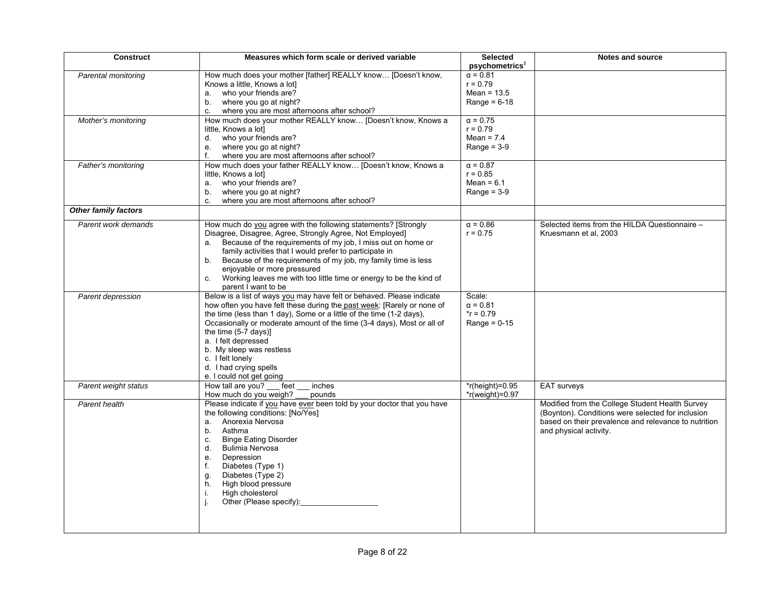| Construct | Measures which form scale or derived variable | Selected psychometrics‡ | Notes and source |
|---|---|---|---|
| *Parental monitoring* | How much does your mother [father] REALLY know… [Doesn't know, Knows a little, Knows a lot]<br>a. who your friends are?<br>b. where you go at night?<br>c. where you are most afternoons after school? | α = 0.81<br>r = 0.79<br>Mean = 13.5<br>Range = 6-18 | |
| *Mother's monitoring* | How much does your mother REALLY know… [Doesn't know, Knows a little, Knows a lot]<br>d. who your friends are?<br>e. where you go at night?<br>f. where you are most afternoons after school? | α = 0.75<br>r = 0.79<br>Mean = 7.4<br>Range = 3-9 | |
| *Father's monitoring* | How much does your father REALLY know… [Doesn't know, Knows a little, Knows a lot]<br>a. who your friends are?<br>b. where you go at night?<br>c. where you are most afternoons after school? | α = 0.87<br>r = 0.85<br>Mean = 6.1<br>Range = 3-9 | |
| ***Other family factors*** | | | |
| *Parent work demands* | How much do you agree with the following statements? [Strongly Disagree, Disagree, Agree, Strongly Agree, Not Employed]<br>a. Because of the requirements of my job, I miss out on home or family activities that I would prefer to participate in<br>b. Because of the requirements of my job, my family time is less enjoyable or more pressured<br>c. Working leaves me with too little time or energy to be the kind of parent I want to be | α = 0.86<br>r = 0.75 | Selected items from the HILDA Questionnaire – Kruesmann et al, 2003 |
| *Parent depression* | Below is a list of ways you may have felt or behaved. Please indicate how often you have felt these during the past week: [Rarely or none of the time (less than 1 day), Some or a little of the time (1-2 days), Occasionally or moderate amount of the time (3-4 days), Most or all of the time (5-7 days)]<br>a. I felt depressed<br>b. My sleep was restless<br>c. I felt lonely<br>d. I had crying spells<br>e. I could not get going | Scale:<br>α = 0.81<br>*r = 0.79<br>Range = 0-15 | |
| *Parent weight status* | How tall are you? ___ feet ___ inches<br>How much do you weigh? ___ pounds | *r(height)=0.95<br>*r(weight)=0.97 | EAT surveys |
| *Parent health* | Please indicate if you have ever been told by your doctor that you have the following conditions: [No/Yes]<br>a. Anorexia Nervosa<br>b. Asthma<br>c. Binge Eating Disorder<br>d. Bulimia Nervosa<br>e. Depression<br>f. Diabetes (Type 1)<br>g. Diabetes (Type 2)<br>h. High blood pressure<br>i. High cholesterol<br>j. Other (Please specify):__________________ | | Modified from the College Student Health Survey (Boynton). Conditions were selected for inclusion based on their prevalence and relevance to nutrition and physical activity. |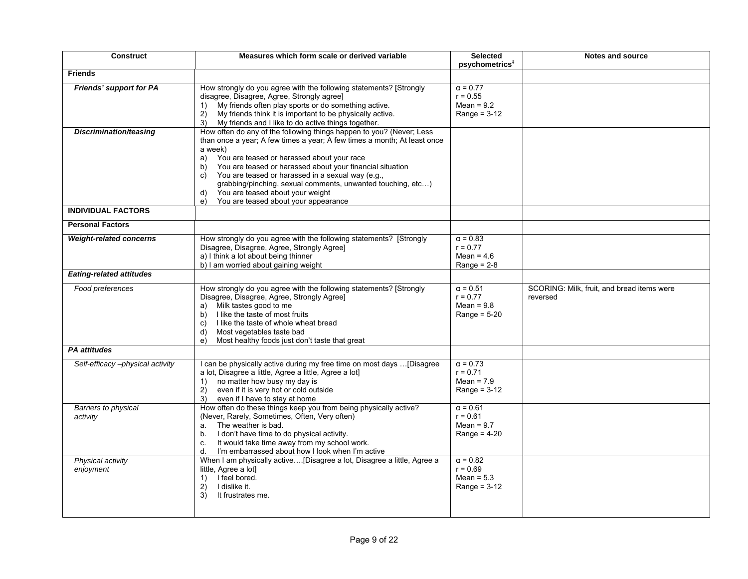| Construct | Measures which form scale or derived variable | Selected psychometrics[‡] | Notes and source |
|---|---|---|---|
| **Friends** | | | |
| ***Friends' support for PA*** | How strongly do you agree with the following statements? [Strongly disagree, Disagree, Agree, Strongly agree]<br>1) My friends often play sports or do something active.<br>2) My friends think it is important to be physically active.<br>3) My friends and I like to do active things together. | α = 0.77<br>r = 0.55<br>Mean = 9.2<br>Range = 3-12 | |
| ***Discrimination/teasing*** | How often do any of the following things happen to you? (Never; Less than once a year; A few times a year; A few times a month; At least once a week)<br>a) You are teased or harassed about your race<br>b) You are teased or harassed about your financial situation<br>c) You are teased or harassed in a sexual way (e.g., grabbing/pinching, sexual comments, unwanted touching, etc…)<br>d) You are teased about your weight<br>e) You are teased about your appearance | | |
| **INDIVIDUAL FACTORS** | | | |
| **Personal Factors** | | | |
| ***Weight-related concerns*** | How strongly do you agree with the following statements? [Strongly Disagree, Disagree, Agree, Strongly Agree]<br>a) I think a lot about being thinner<br>b) I am worried about gaining weight | α = 0.83<br>r = 0.77<br>Mean = 4.6<br>Range = 2-8 | |
| ***Eating-related attitudes*** | | | |
| *Food preferences* | How strongly do you agree with the following statements? [Strongly Disagree, Disagree, Agree, Strongly Agree]<br>a) Milk tastes good to me<br>b) I like the taste of most fruits<br>c) I like the taste of whole wheat bread<br>d) Most vegetables taste bad<br>e) Most healthy foods just don't taste that great | α = 0.51<br>r = 0.77<br>Mean = 9.8<br>Range = 5-20 | SCORING: Milk, fruit, and bread items were reversed |
| ***PA attitudes*** | | | |
| *Self-efficacy –physical activity* | I can be physically active during my free time on most days …[Disagree a lot, Disagree a little, Agree a little, Agree a lot]<br>1) no matter how busy my day is<br>2) even if it is very hot or cold outside<br>3) even if I have to stay at home | α = 0.73<br>r = 0.71<br>Mean = 7.9<br>Range = 3-12 | |
| *Barriers to physical activity* | How often do these things keep you from being physically active? (Never, Rarely, Sometimes, Often, Very often)<br>a. The weather is bad.<br>b. I don't have time to do physical activity.<br>c. It would take time away from my school work.<br>d. I'm embarrassed about how I look when I'm active | α = 0.61<br>r = 0.61<br>Mean = 9.7<br>Range = 4-20 | |
| *Physical activity enjoyment* | When I am physically active….[Disagree a lot, Disagree a little, Agree a little, Agree a lot]<br>1) I feel bored.<br>2) I dislike it.<br>3) It frustrates me. | α = 0.82<br>r = 0.69<br>Mean = 5.3<br>Range = 3-12 | |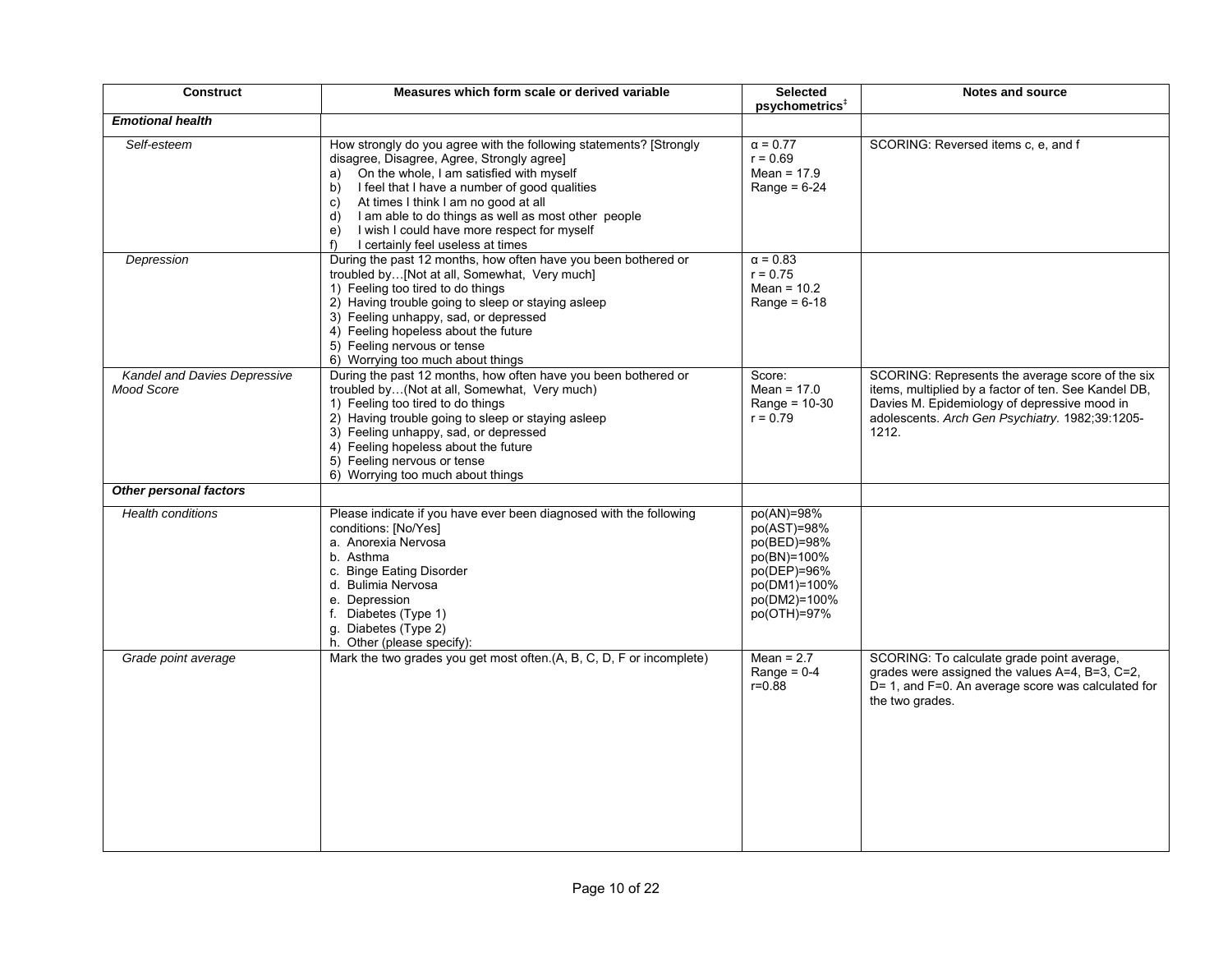| Construct | Measures which form scale or derived variable | Selected psychometrics‡ | Notes and source |
|---|---|---|---|
| ***Emotional health*** | | | |
| *Self-esteem* | How strongly do you agree with the following statements? [Strongly disagree, Disagree, Agree, Strongly agree]<br>a) On the whole, I am satisfied with myself<br>b) I feel that I have a number of good qualities<br>c) At times I think I am no good at all<br>d) I am able to do things as well as most other people<br>e) I wish I could have more respect for myself<br>f) I certainly feel useless at times | $\alpha$ = 0.77<br>r = 0.69<br>Mean = 17.9<br>Range = 6-24 | SCORING: Reversed items c, e, and f |
| *Depression* | During the past 12 months, how often have you been bothered or troubled by…[Not at all, Somewhat, Very much]<br>1) Feeling too tired to do things<br>2) Having trouble going to sleep or staying asleep<br>3) Feeling unhappy, sad, or depressed<br>4) Feeling hopeless about the future<br>5) Feeling nervous or tense<br>6) Worrying too much about things | $\alpha$ = 0.83<br>r = 0.75<br>Mean = 10.2<br>Range = 6-18 | |
| *Kandel and Davies Depressive Mood Score* | During the past 12 months, how often have you been bothered or troubled by…(Not at all, Somewhat, Very much)<br>1) Feeling too tired to do things<br>2) Having trouble going to sleep or staying asleep<br>3) Feeling unhappy, sad, or depressed<br>4) Feeling hopeless about the future<br>5) Feeling nervous or tense<br>6) Worrying too much about things | Score:<br>Mean = 17.0<br>Range = 10-30<br>r = 0.79 | SCORING: Represents the average score of the six items, multiplied by a factor of ten. See Kandel DB, Davies M. Epidemiology of depressive mood in adolescents. *Arch Gen Psychiatry.* 1982;39:1205-1212. |
| ***Other personal factors*** | | | |
| *Health conditions* | Please indicate if you have ever been diagnosed with the following conditions: [No/Yes]<br>a. Anorexia Nervosa<br>b. Asthma<br>c. Binge Eating Disorder<br>d. Bulimia Nervosa<br>e. Depression<br>f. Diabetes (Type 1)<br>g. Diabetes (Type 2)<br>h. Other (please specify): | po(AN)=98%<br>po(AST)=98%<br>po(BED)=98%<br>po(BN)=100%<br>po(DEP)=96%<br>po(DM1)=100%<br>po(DM2)=100%<br>po(OTH)=97% | |
| *Grade point average* | Mark the two grades you get most often.(A, B, C, D, F or incomplete) | Mean = 2.7<br>Range = 0-4<br>r=0.88 | SCORING: To calculate grade point average, grades were assigned the values A=4, B=3, C=2, D= 1, and F=0. An average score was calculated for the two grades. |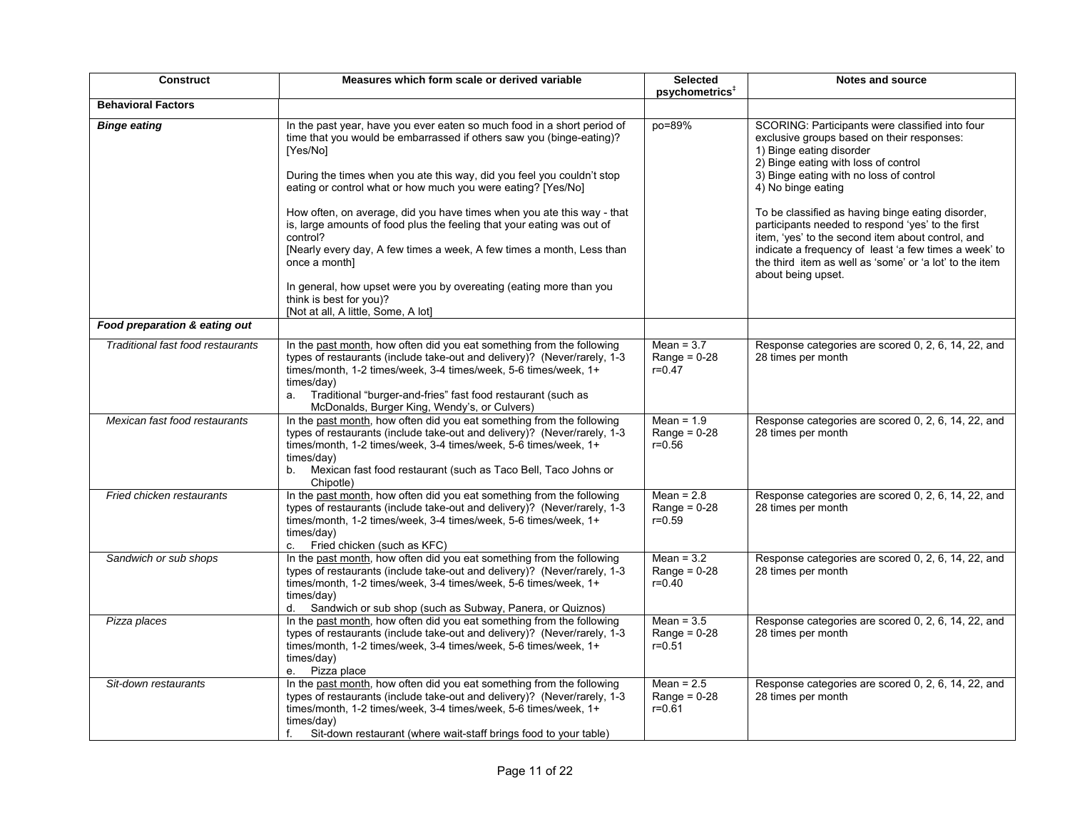| Construct | Measures which form scale or derived variable | Selected psychometrics[‡] | Notes and source |
|---|---|---|---|
| **Behavioral Factors** | | | |
| ***Binge eating*** | In the past year, have you ever eaten so much food in a short period of time that you would be embarrassed if others saw you (binge-eating)? [Yes/No]<br><br>During the times when you ate this way, did you feel you couldn't stop eating or control what or how much you were eating? [Yes/No]<br><br>How often, on average, did you have times when you ate this way - that is, large amounts of food plus the feeling that your eating was out of control?<br>[Nearly every day, A few times a week, A few times a month, Less than once a month]<br><br>In general, how upset were you by overeating (eating more than you think is best for you)?<br>[Not at all, A little, Some, A lot] | po=89% | SCORING: Participants were classified into four exclusive groups based on their responses:<br>1) Binge eating disorder<br>2) Binge eating with loss of control<br>3) Binge eating with no loss of control<br>4) No binge eating<br><br>To be classified as having binge eating disorder, participants needed to respond 'yes' to the first item, 'yes' to the second item about control, and indicate a frequency of least 'a few times a week' to the third item as well as 'some' or 'a lot' to the item about being upset. |
| ***Food preparation & eating out*** | | | |
| *Traditional fast food restaurants* | In the past month, how often did you eat something from the following types of restaurants (include take-out and delivery)? (Never/rarely, 1-3 times/month, 1-2 times/week, 3-4 times/week, 5-6 times/week, 1+ times/day)<br>a. Traditional "burger-and-fries" fast food restaurant (such as McDonalds, Burger King, Wendy's, or Culvers) | Mean = 3.7<br>Range = 0-28<br>r=0.47 | Response categories are scored 0, 2, 6, 14, 22, and 28 times per month |
| *Mexican fast food restaurants* | In the past month, how often did you eat something from the following types of restaurants (include take-out and delivery)? (Never/rarely, 1-3 times/month, 1-2 times/week, 3-4 times/week, 5-6 times/week, 1+ times/day)<br>b. Mexican fast food restaurant (such as Taco Bell, Taco Johns or Chipotle) | Mean = 1.9<br>Range = 0-28<br>r=0.56 | Response categories are scored 0, 2, 6, 14, 22, and 28 times per month |
| *Fried chicken restaurants* | In the past month, how often did you eat something from the following types of restaurants (include take-out and delivery)? (Never/rarely, 1-3 times/month, 1-2 times/week, 3-4 times/week, 5-6 times/week, 1+ times/day)<br>c. Fried chicken (such as KFC) | Mean = 2.8<br>Range = 0-28<br>r=0.59 | Response categories are scored 0, 2, 6, 14, 22, and 28 times per month |
| *Sandwich or sub shops* | In the past month, how often did you eat something from the following types of restaurants (include take-out and delivery)? (Never/rarely, 1-3 times/month, 1-2 times/week, 3-4 times/week, 5-6 times/week, 1+ times/day)<br>d. Sandwich or sub shop (such as Subway, Panera, or Quiznos) | Mean = 3.2<br>Range = 0-28<br>r=0.40 | Response categories are scored 0, 2, 6, 14, 22, and 28 times per month |
| *Pizza places* | In the past month, how often did you eat something from the following types of restaurants (include take-out and delivery)? (Never/rarely, 1-3 times/month, 1-2 times/week, 3-4 times/week, 5-6 times/week, 1+ times/day)<br>e. Pizza place | Mean = 3.5<br>Range = 0-28<br>r=0.51 | Response categories are scored 0, 2, 6, 14, 22, and 28 times per month |
| *Sit-down restaurants* | In the past month, how often did you eat something from the following types of restaurants (include take-out and delivery)? (Never/rarely, 1-3 times/month, 1-2 times/week, 3-4 times/week, 5-6 times/week, 1+ times/day)<br>f. Sit-down restaurant (where wait-staff brings food to your table) | Mean = 2.5<br>Range = 0-28<br>r=0.61 | Response categories are scored 0, 2, 6, 14, 22, and 28 times per month |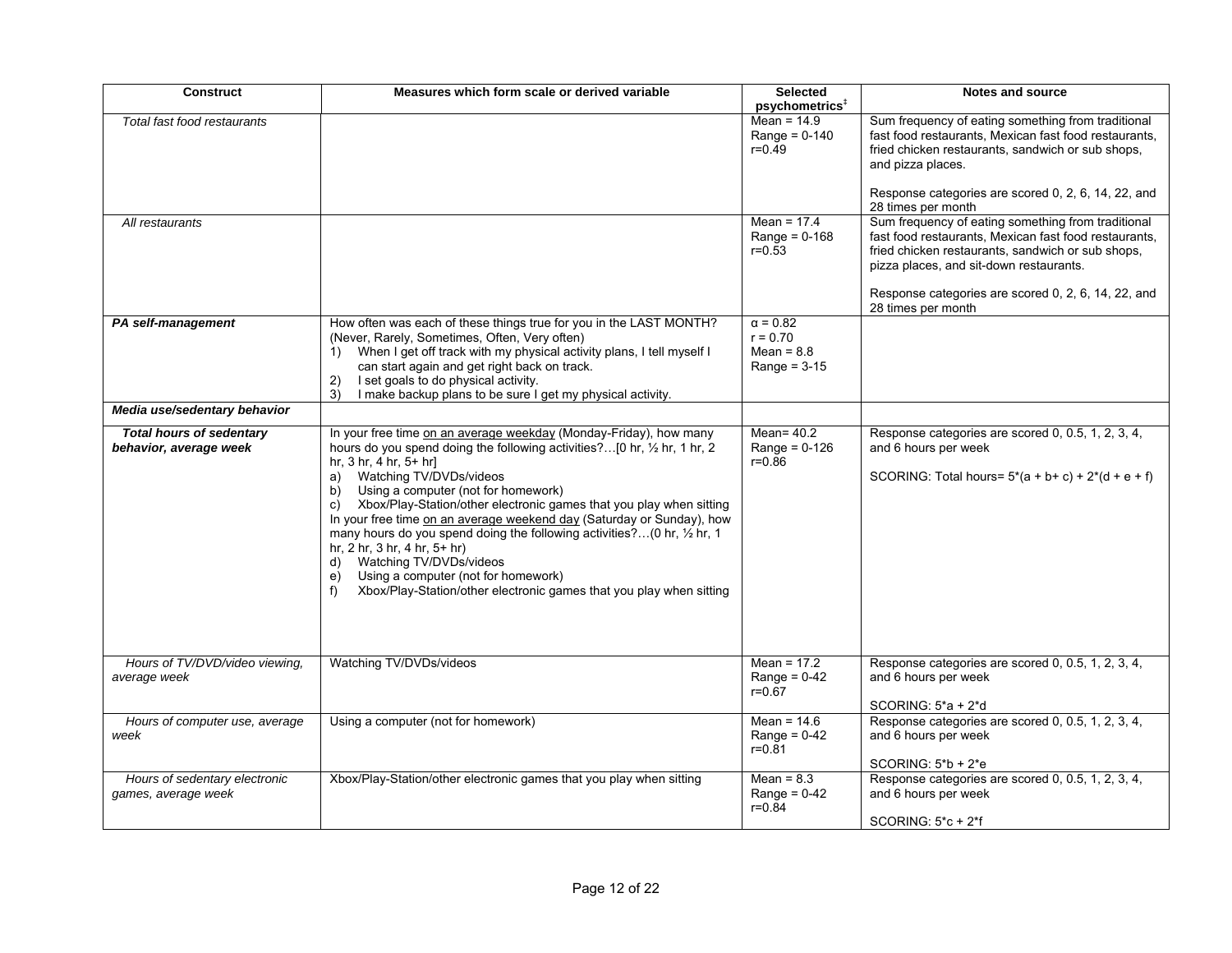| Construct | Measures which form scale or derived variable | Selected psychometrics[‡] | Notes and source |
|---|---|---|---|
| *Total fast food restaurants* | | Mean = 14.9<br>Range = 0-140<br>r=0.49 | Sum frequency of eating something from traditional fast food restaurants, Mexican fast food restaurants, fried chicken restaurants, sandwich or sub shops, and pizza places.<br><br>Response categories are scored 0, 2, 6, 14, 22, and 28 times per month |
| *All restaurants* | | Mean = 17.4<br>Range = 0-168<br>r=0.53 | Sum frequency of eating something from traditional fast food restaurants, Mexican fast food restaurants, fried chicken restaurants, sandwich or sub shops, pizza places, and sit-down restaurants.<br><br>Response categories are scored 0, 2, 6, 14, 22, and 28 times per month |
| ***PA self-management*** | How often was each of these things true for you in the LAST MONTH? (Never, Rarely, Sometimes, Often, Very often)<br>1) When I get off track with my physical activity plans, I tell myself I can start again and get right back on track.<br>2) I set goals to do physical activity.<br>3) I make backup plans to be sure I get my physical activity. | α = 0.82<br>r = 0.70<br>Mean = 8.8<br>Range = 3-15 | |
| ***Media use/sedentary behavior*** | | | |
| ***Total hours of sedentary behavior, average week*** | In your free time on an average weekday (Monday-Friday), how many hours do you spend doing the following activities?…[0 hr, ½ hr, 1 hr, 2 hr, 3 hr, 4 hr, 5+ hr]<br>a) Watching TV/DVDs/videos<br>b) Using a computer (not for homework)<br>c) Xbox/Play-Station/other electronic games that you play when sitting<br>In your free time on an average weekend day (Saturday or Sunday), how many hours do you spend doing the following activities?…(0 hr, ½ hr, 1 hr, 2 hr, 3 hr, 4 hr, 5+ hr)<br>d) Watching TV/DVDs/videos<br>e) Using a computer (not for homework)<br>f) Xbox/Play-Station/other electronic games that you play when sitting | Mean= 40.2<br>Range = 0-126<br>r=0.86 | Response categories are scored 0, 0.5, 1, 2, 3, 4, and 6 hours per week<br><br>SCORING: Total hours= 5*(a + b+ c) + 2*(d + e + f) |
| *Hours of TV/DVD/video viewing, average week* | Watching TV/DVDs/videos | Mean = 17.2<br>Range = 0-42<br>r=0.67 | Response categories are scored 0, 0.5, 1, 2, 3, 4, and 6 hours per week<br><br>SCORING: 5*a + 2*d |
| *Hours of computer use, average week* | Using a computer (not for homework) | Mean = 14.6<br>Range = 0-42<br>r=0.81 | Response categories are scored 0, 0.5, 1, 2, 3, 4, and 6 hours per week<br><br>SCORING: 5*b + 2*e |
| *Hours of sedentary electronic games, average week* | Xbox/Play-Station/other electronic games that you play when sitting | Mean = 8.3<br>Range = 0-42<br>r=0.84 | Response categories are scored 0, 0.5, 1, 2, 3, 4, and 6 hours per week<br><br>SCORING: 5*c + 2*f |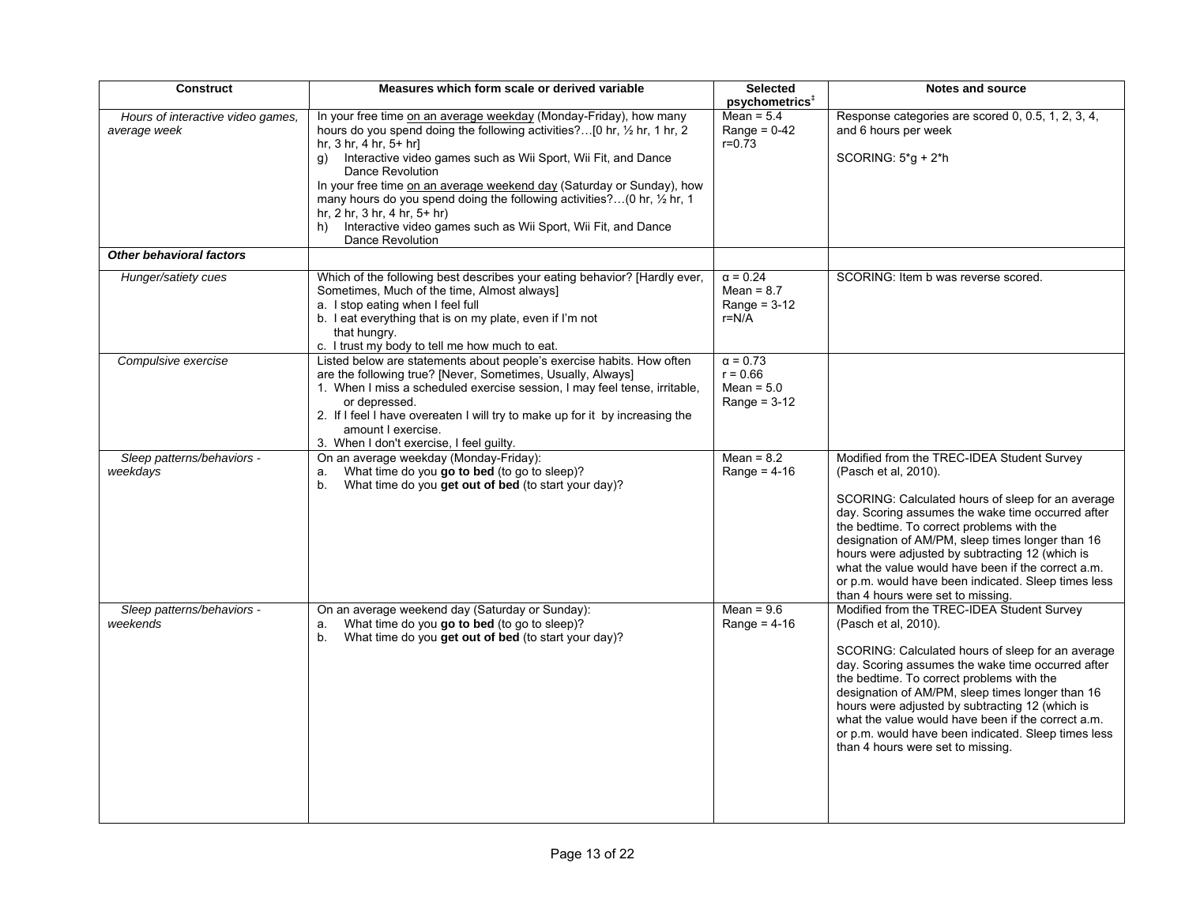| Construct | Measures which form scale or derived variable | Selected psychometrics‡ | Notes and source |
|---|---|---|---|
| *Hours of interactive video games, average week* | In your free time <u>on an average weekday</u> (Monday-Friday), how many hours do you spend doing the following activities?…[0 hr, ½ hr, 1 hr, 2 hr, 3 hr, 4 hr, 5+ hr]<br>g) Interactive video games such as Wii Sport, Wii Fit, and Dance Dance Revolution<br>In your free time <u>on an average weekend day</u> (Saturday or Sunday), how many hours do you spend doing the following activities?…(0 hr, ½ hr, 1 hr, 2 hr, 3 hr, 4 hr, 5+ hr)<br>h) Interactive video games such as Wii Sport, Wii Fit, and Dance Dance Revolution | Mean = 5.4<br>Range = 0-42<br>r=0.73 | Response categories are scored 0, 0.5, 1, 2, 3, 4, and 6 hours per week<br><br>SCORING: 5*g + 2*h |
| ***Other behavioral factors*** | | | |
| *Hunger/satiety cues* | Which of the following best describes your eating behavior? [Hardly ever, Sometimes, Much of the time, Almost always]<br>a. I stop eating when I feel full<br>b. I eat everything that is on my plate, even if I'm not that hungry.<br>c. I trust my body to tell me how much to eat. | α = 0.24<br>Mean = 8.7<br>Range = 3-12<br>r=N/A | SCORING: Item b was reverse scored. |
| *Compulsive exercise* | Listed below are statements about people's exercise habits. How often are the following true? [Never, Sometimes, Usually, Always]<br>1. When I miss a scheduled exercise session, I may feel tense, irritable, or depressed.<br>2. If I feel I have overeaten I will try to make up for it by increasing the amount I exercise.<br>3. When I don't exercise, I feel guilty. | α = 0.73<br>r = 0.66<br>Mean = 5.0<br>Range = 3-12 | |
| *Sleep patterns/behaviors - weekdays* | On an average weekday (Monday-Friday):<br>a. What time do you **go to bed** (to go to sleep)?<br>b. What time do you **get out of bed** (to start your day)? | Mean = 8.2<br>Range = 4-16 | Modified from the TREC-IDEA Student Survey (Pasch et al, 2010).<br><br>SCORING: Calculated hours of sleep for an average day. Scoring assumes the wake time occurred after the bedtime. To correct problems with the designation of AM/PM, sleep times longer than 16 hours were adjusted by subtracting 12 (which is what the value would have been if the correct a.m. or p.m. would have been indicated. Sleep times less than 4 hours were set to missing. |
| *Sleep patterns/behaviors - weekends* | On an average weekend day (Saturday or Sunday):<br>a. What time do you **go to bed** (to go to sleep)?<br>b. What time do you **get out of bed** (to start your day)? | Mean = 9.6<br>Range = 4-16 | Modified from the TREC-IDEA Student Survey (Pasch et al, 2010).<br><br>SCORING: Calculated hours of sleep for an average day. Scoring assumes the wake time occurred after the bedtime. To correct problems with the designation of AM/PM, sleep times longer than 16 hours were adjusted by subtracting 12 (which is what the value would have been if the correct a.m. or p.m. would have been indicated. Sleep times less than 4 hours were set to missing. |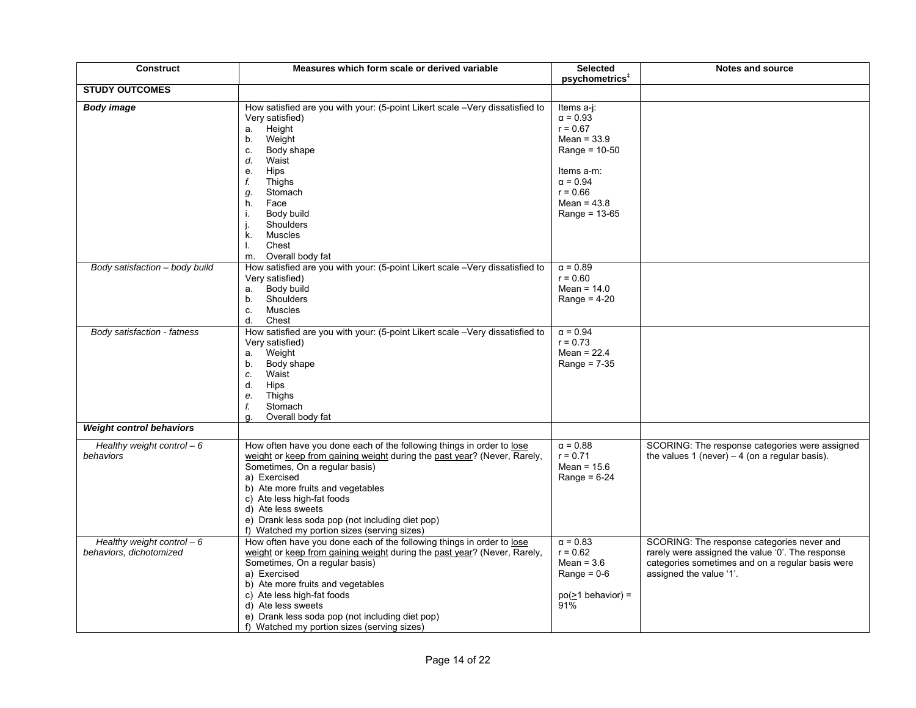| Construct | Measures which form scale or derived variable | Selected psychometrics[‡] | Notes and source |
|---|---|---|---|
| **STUDY OUTCOMES** | | | |
| ***Body image*** | How satisfied are you with your: (5-point Likert scale –Very dissatisfied to Very satisfied)<br>a. Height<br>b. Weight<br>c. Body shape<br>*d.* Waist<br>e. Hips<br>*f.* Thighs<br>*g.* Stomach<br>h. Face<br>i. Body build<br>j. Shoulders<br>k. Muscles<br>l. Chest<br>m. Overall body fat | Items a-j:<br>α = 0.93<br>r = 0.67<br>Mean = 33.9<br>Range = 10-50<br><br>Items a-m:<br>α = 0.94<br>r = 0.66<br>Mean = 43.8<br>Range = 13-65 | |
| *Body satisfaction – body build* | How satisfied are you with your: (5-point Likert scale –Very dissatisfied to Very satisfied)<br>a. Body build<br>b. Shoulders<br>c. Muscles<br>d. Chest | α = 0.89<br>r = 0.60<br>Mean = 14.0<br>Range = 4-20 | |
| *Body satisfaction - fatness* | How satisfied are you with your: (5-point Likert scale –Very dissatisfied to Very satisfied)<br>a. Weight<br>b. Body shape<br>*c.* Waist<br>d. Hips<br>*e.* Thighs<br>*f.* Stomach<br>g. Overall body fat | α = 0.94<br>r = 0.73<br>Mean = 22.4<br>Range = 7-35 | |
| ***Weight control behaviors*** | | | |
| *Healthy weight control – 6 behaviors* | How often have you done each of the following things in order to lose weight or keep from gaining weight during the past year? (Never, Rarely, Sometimes, On a regular basis)<br>a) Exercised<br>b) Ate more fruits and vegetables<br>c) Ate less high-fat foods<br>d) Ate less sweets<br>e) Drank less soda pop (not including diet pop)<br>f) Watched my portion sizes (serving sizes) | α = 0.88<br>r = 0.71<br>Mean = 15.6<br>Range = 6-24 | SCORING: The response categories were assigned the values 1 (never) – 4 (on a regular basis). |
| *Healthy weight control – 6 behaviors, dichotomized* | How often have you done each of the following things in order to lose weight or keep from gaining weight during the past year? (Never, Rarely, Sometimes, On a regular basis)<br>a) Exercised<br>b) Ate more fruits and vegetables<br>c) Ate less high-fat foods<br>d) Ate less sweets<br>e) Drank less soda pop (not including diet pop)<br>f) Watched my portion sizes (serving sizes) | α = 0.83<br>r = 0.62<br>Mean = 3.6<br>Range = 0-6<br><br>po(≥1 behavior) = 91% | SCORING: The response categories never and rarely were assigned the value '0'. The response categories sometimes and on a regular basis were assigned the value '1'. |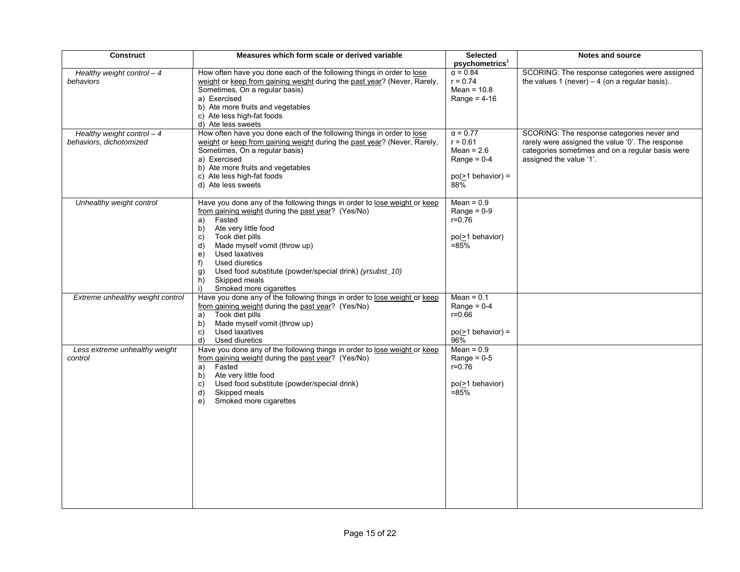| Construct | Measures which form scale or derived variable | Selected psychometrics‡ | Notes and source |
|---|---|---|---|
| *Healthy weight control – 4 behaviors* | How often have you done each of the following things in order to lose weight or keep from gaining weight during the past year? (Never, Rarely, Sometimes, On a regular basis)<br>a) Exercised<br>b) Ate more fruits and vegetables<br>c) Ate less high-fat foods<br>d) Ate less sweets | α = 0.84<br>r = 0.74<br>Mean = 10.8<br>Range = 4-16 | SCORING: The response categories were assigned the values 1 (never) – 4 (on a regular basis).. |
| *Healthy weight control – 4 behaviors, dichotomized* | How often have you done each of the following things in order to lose weight or keep from gaining weight during the past year? (Never, Rarely, Sometimes, On a regular basis)<br>a) Exercised<br>b) Ate more fruits and vegetables<br>c) Ate less high-fat foods<br>d) Ate less sweets | α = 0.77<br>r = 0.61<br>Mean = 2.6<br>Range = 0-4<br><br>po(≥1 behavior) = 88% | SCORING: The response categories never and rarely were assigned the value '0'. The response categories sometimes and on a regular basis were assigned the value '1'. |
| *Unhealthy weight control* | Have you done any of the following things in order to lose weight or keep from gaining weight during the past year? (Yes/No)<br>a) Fasted<br>b) Ate very little food<br>c) Took diet pills<br>d) Made myself vomit (throw up)<br>e) Used laxatives<br>f) Used diuretics<br>g) Used food substitute (powder/special drink) *(yrsubst_10)*<br>h) Skipped meals<br>i) Smoked more cigarettes | Mean = 0.9<br>Range = 0-9<br>r=0.76<br><br>po(≥1 behavior) =85% | |
| *Extreme unhealthy weight control* | Have you done any of the following things in order to lose weight or keep from gaining weight during the past year? (Yes/No)<br>a) Took diet pills<br>b) Made myself vomit (throw up)<br>c) Used laxatives<br>d) Used diuretics | Mean = 0.1<br>Range = 0-4<br>r=0.66<br><br>po(≥1 behavior) = 96% | |
| *Less extreme unhealthy weight control* | Have you done any of the following things in order to lose weight or keep from gaining weight during the past year? (Yes/No)<br>a) Fasted<br>b) Ate very little food<br>c) Used food substitute (powder/special drink)<br>d) Skipped meals<br>e) Smoked more cigarettes | Mean = 0.9<br>Range = 0-5<br>r=0.76<br><br>po(≥1 behavior) =85% | |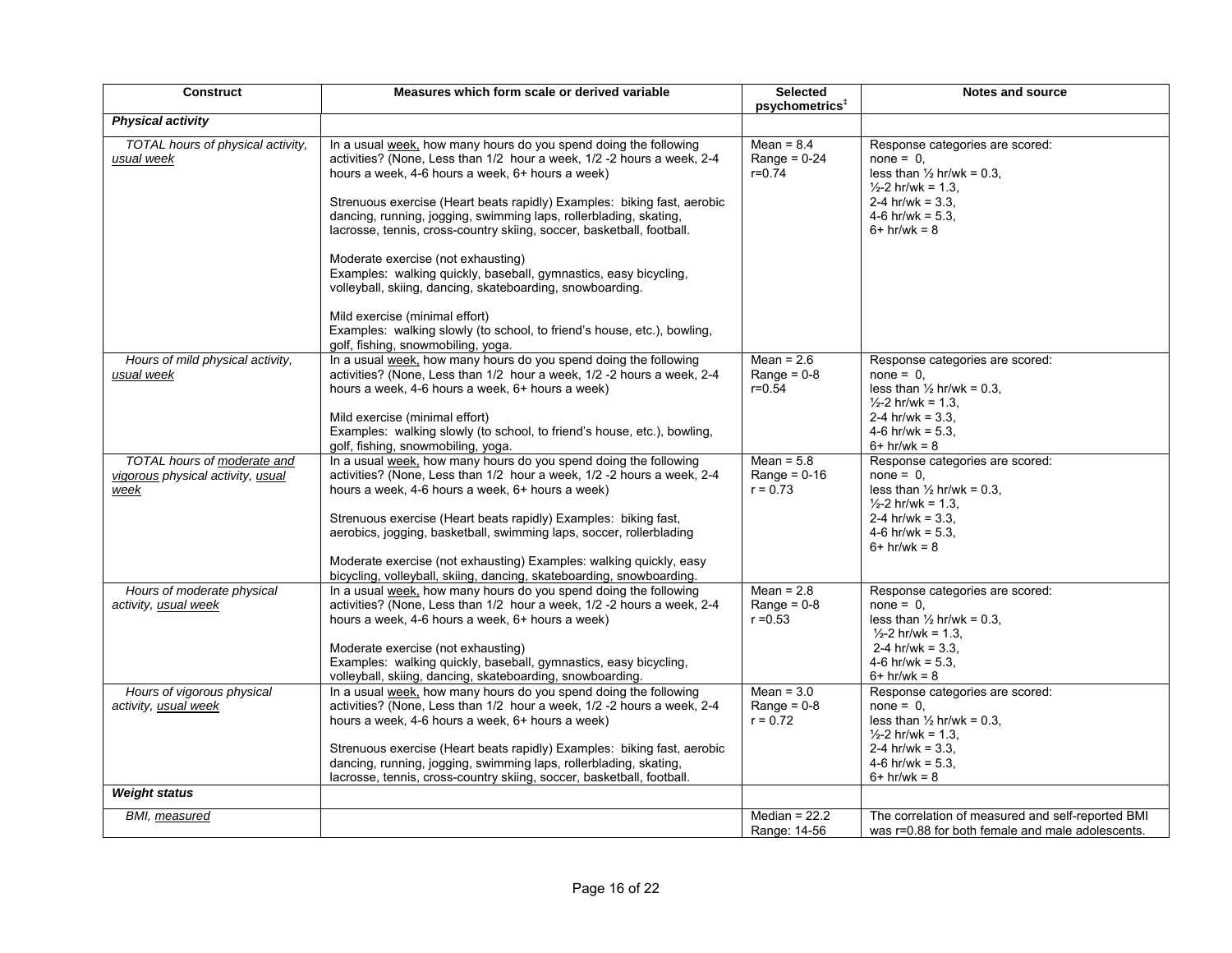| Construct | Measures which form scale or derived variable | Selected psychometrics[‡] | Notes and source |
|---|---|---|---|
| ***Physical activity*** | | | |
| *TOTAL hours of physical activity, usual week* | In a usual week, how many hours do you spend doing the following activities? (None, Less than 1/2 hour a week, 1/2 -2 hours a week, 2-4 hours a week, 4-6 hours a week, 6+ hours a week)<br><br>Strenuous exercise (Heart beats rapidly) Examples: biking fast, aerobic dancing, running, jogging, swimming laps, rollerblading, skating, lacrosse, tennis, cross-country skiing, soccer, basketball, football.<br><br>Moderate exercise (not exhausting)<br>Examples: walking quickly, baseball, gymnastics, easy bicycling, volleyball, skiing, dancing, skateboarding, snowboarding.<br><br>Mild exercise (minimal effort)<br>Examples: walking slowly (to school, to friend's house, etc.), bowling, golf, fishing, snowmobiling, yoga. | Mean = 8.4<br>Range = 0-24<br>r=0.74 | Response categories are scored:<br>none = 0,<br>less than ½ hr/wk = 0.3,<br>½-2 hr/wk = 1.3,<br>2-4 hr/wk = 3.3,<br>4-6 hr/wk = 5.3,<br>6+ hr/wk = 8 |
| *Hours of mild physical activity, usual week* | In a usual week, how many hours do you spend doing the following activities? (None, Less than 1/2 hour a week, 1/2 -2 hours a week, 2-4 hours a week, 4-6 hours a week, 6+ hours a week)<br><br>Mild exercise (minimal effort)<br>Examples: walking slowly (to school, to friend's house, etc.), bowling, golf, fishing, snowmobiling, yoga. | Mean = 2.6<br>Range = 0-8<br>r=0.54 | Response categories are scored:<br>none = 0,<br>less than ½ hr/wk = 0.3,<br>½-2 hr/wk = 1.3,<br>2-4 hr/wk = 3.3,<br>4-6 hr/wk = 5.3,<br>6+ hr/wk = 8 |
| *TOTAL hours of moderate and vigorous physical activity, usual week* | In a usual week, how many hours do you spend doing the following activities? (None, Less than 1/2 hour a week, 1/2 -2 hours a week, 2-4 hours a week, 4-6 hours a week, 6+ hours a week)<br><br>Strenuous exercise (Heart beats rapidly) Examples: biking fast, aerobics, jogging, basketball, swimming laps, soccer, rollerblading<br><br>Moderate exercise (not exhausting) Examples: walking quickly, easy bicycling, volleyball, skiing, dancing, skateboarding, snowboarding. | Mean = 5.8<br>Range = 0-16<br>r = 0.73 | Response categories are scored:<br>none = 0,<br>less than ½ hr/wk = 0.3,<br>½-2 hr/wk = 1.3,<br>2-4 hr/wk = 3.3,<br>4-6 hr/wk = 5.3,<br>6+ hr/wk = 8 |
| *Hours of moderate physical activity, usual week* | In a usual week, how many hours do you spend doing the following activities? (None, Less than 1/2 hour a week, 1/2 -2 hours a week, 2-4 hours a week, 4-6 hours a week, 6+ hours a week)<br><br>Moderate exercise (not exhausting)<br>Examples: walking quickly, baseball, gymnastics, easy bicycling, volleyball, skiing, dancing, skateboarding, snowboarding. | Mean = 2.8<br>Range = 0-8<br>r =0.53 | Response categories are scored:<br>none = 0,<br>less than ½ hr/wk = 0.3,<br>½-2 hr/wk = 1.3,<br>2-4 hr/wk = 3.3,<br>4-6 hr/wk = 5.3,<br>6+ hr/wk = 8 |
| *Hours of vigorous physical activity, usual week* | In a usual week, how many hours do you spend doing the following activities? (None, Less than 1/2 hour a week, 1/2 -2 hours a week, 2-4 hours a week, 4-6 hours a week, 6+ hours a week)<br><br>Strenuous exercise (Heart beats rapidly) Examples: biking fast, aerobic dancing, running, jogging, swimming laps, rollerblading, skating, lacrosse, tennis, cross-country skiing, soccer, basketball, football. | Mean = 3.0<br>Range = 0-8<br>r = 0.72 | Response categories are scored:<br>none = 0,<br>less than ½ hr/wk = 0.3,<br>½-2 hr/wk = 1.3,<br>2-4 hr/wk = 3.3,<br>4-6 hr/wk = 5.3,<br>6+ hr/wk = 8 |
| ***Weight status*** | | | |
| *BMI, measured* | | Median = 22.2<br>Range: 14-56 | The correlation of measured and self-reported BMI was r=0.88 for both female and male adolescents. |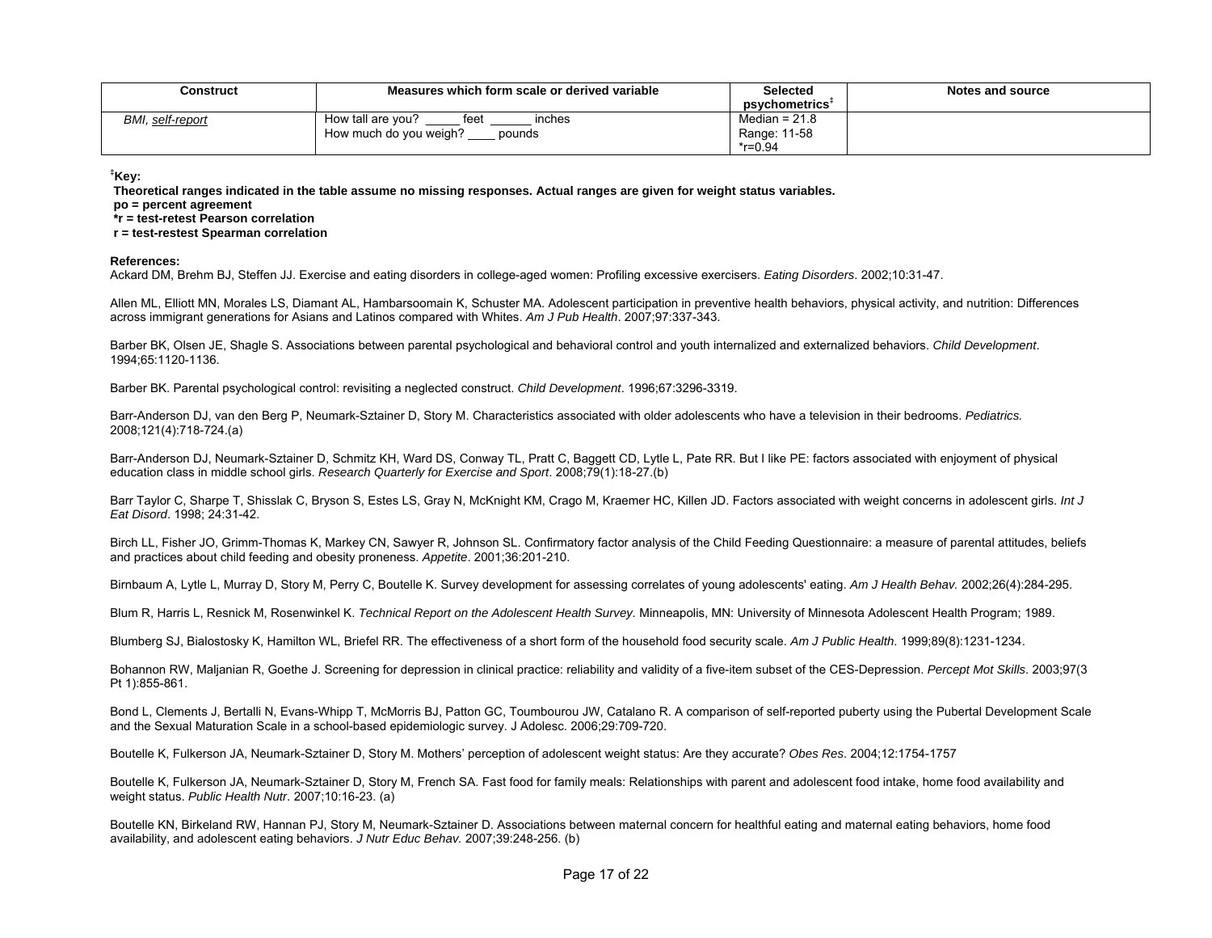| Construct | Measures which form scale or derived variable | Selected psychometrics‡ | Notes and source |
|---|---|---|---|
| *BMI, self-report* | How tall are you? _____ feet ______ inches<br>How much do you weigh? ____ pounds | Median = 21.8<br>Range: 11-58<br>*r=0.94 | |

‡**Key:**

**Theoretical ranges indicated in the table assume no missing responses. Actual ranges are given for weight status variables.**
**po = percent agreement**
**\*r = test-retest Pearson correlation**
**r = test-restest Spearman correlation**

**References:**

Ackard DM, Brehm BJ, Steffen JJ. Exercise and eating disorders in college-aged women: Profiling excessive exercisers. *Eating Disorders*. 2002;10:31-47.

Allen ML, Elliott MN, Morales LS, Diamant AL, Hambarsoomain K, Schuster MA. Adolescent participation in preventive health behaviors, physical activity, and nutrition: Differences across immigrant generations for Asians and Latinos compared with Whites. *Am J Pub Health*. 2007;97:337-343.

Barber BK, Olsen JE, Shagle S. Associations between parental psychological and behavioral control and youth internalized and externalized behaviors. *Child Development*. 1994;65:1120-1136.

Barber BK. Parental psychological control: revisiting a neglected construct. *Child Development*. 1996;67:3296-3319.

Barr-Anderson DJ, van den Berg P, Neumark-Sztainer D, Story M. Characteristics associated with older adolescents who have a television in their bedrooms. *Pediatrics.* 2008;121(4):718-724.(a)

Barr-Anderson DJ, Neumark-Sztainer D, Schmitz KH, Ward DS, Conway TL, Pratt C, Baggett CD, Lytle L, Pate RR. But I like PE: factors associated with enjoyment of physical education class in middle school girls. *Research Quarterly for Exercise and Sport*. 2008;79(1):18-27.(b)

Barr Taylor C, Sharpe T, Shisslak C, Bryson S, Estes LS, Gray N, McKnight KM, Crago M, Kraemer HC, Killen JD. Factors associated with weight concerns in adolescent girls. *Int J Eat Disord*. 1998; 24:31-42.

Birch LL, Fisher JO, Grimm-Thomas K, Markey CN, Sawyer R, Johnson SL. Confirmatory factor analysis of the Child Feeding Questionnaire: a measure of parental attitudes, beliefs and practices about child feeding and obesity proneness. *Appetite*. 2001;36:201-210.

Birnbaum A, Lytle L, Murray D, Story M, Perry C, Boutelle K. Survey development for assessing correlates of young adolescents' eating. *Am J Health Behav.* 2002;26(4):284-295.

Blum R, Harris L, Resnick M, Rosenwinkel K. *Technical Report on the Adolescent Health Survey.* Minneapolis, MN: University of Minnesota Adolescent Health Program; 1989.

Blumberg SJ, Bialostosky K, Hamilton WL, Briefel RR. The effectiveness of a short form of the household food security scale. *Am J Public Health*. 1999;89(8):1231-1234.

Bohannon RW, Maljanian R, Goethe J. Screening for depression in clinical practice: reliability and validity of a five-item subset of the CES-Depression. *Percept Mot Skills*. 2003;97(3 Pt 1):855-861.

Bond L, Clements J, Bertalli N, Evans-Whipp T, McMorris BJ, Patton GC, Toumbourou JW, Catalano R. A comparison of self-reported puberty using the Pubertal Development Scale and the Sexual Maturation Scale in a school-based epidemiologic survey. J Adolesc. 2006;29:709-720.

Boutelle K, Fulkerson JA, Neumark-Sztainer D, Story M. Mothers' perception of adolescent weight status: Are they accurate? *Obes Res*. 2004;12:1754-1757

Boutelle K, Fulkerson JA, Neumark-Sztainer D, Story M, French SA. Fast food for family meals: Relationships with parent and adolescent food intake, home food availability and weight status. *Public Health Nutr*. 2007;10:16-23. (a)

Boutelle KN, Birkeland RW, Hannan PJ, Story M, Neumark-Sztainer D. Associations between maternal concern for healthful eating and maternal eating behaviors, home food availability, and adolescent eating behaviors. *J Nutr Educ Behav.* 2007;39:248-256. (b)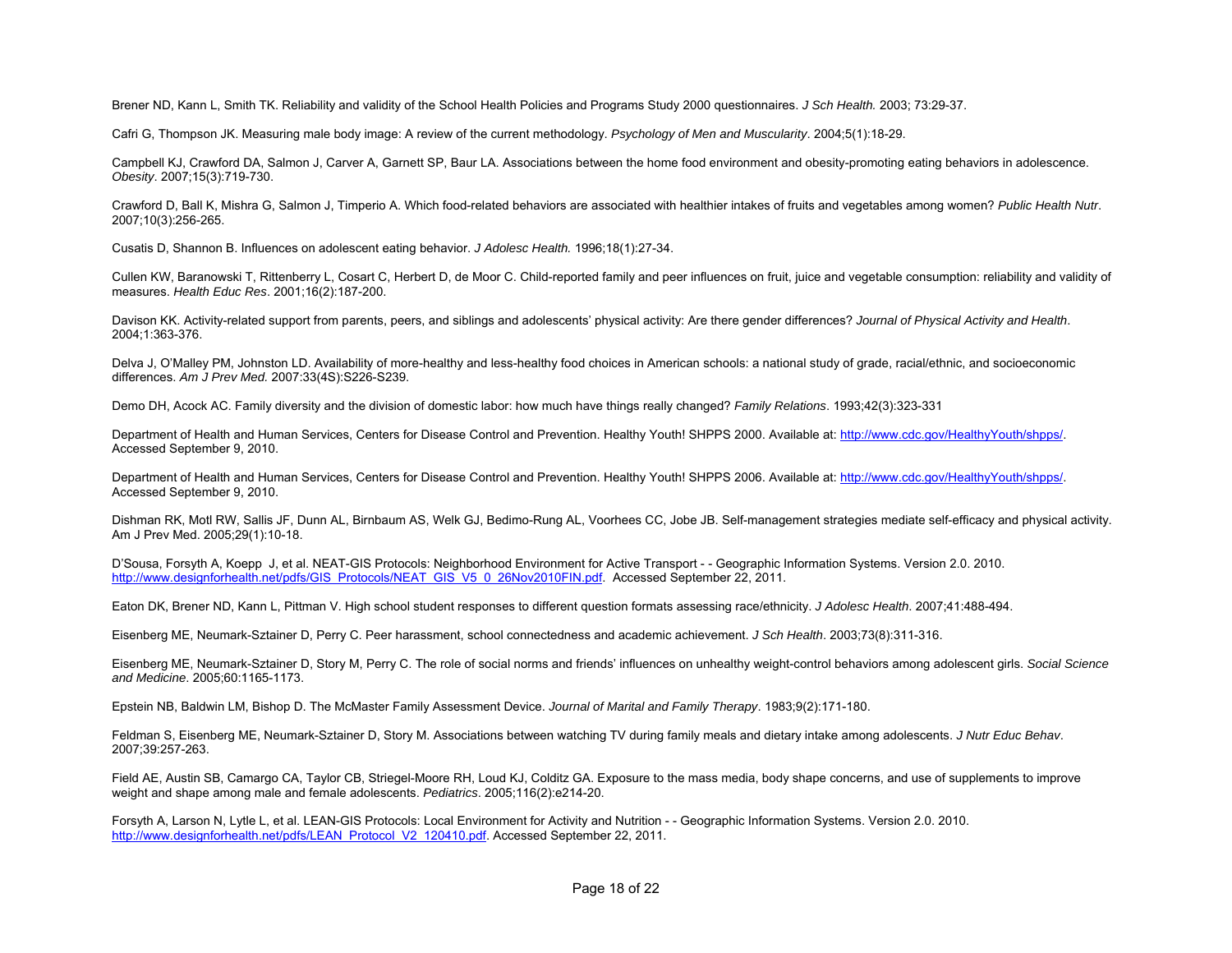Brener ND, Kann L, Smith TK. Reliability and validity of the School Health Policies and Programs Study 2000 questionnaires. *J Sch Health.* 2003; 73:29-37.

Cafri G, Thompson JK. Measuring male body image: A review of the current methodology. *Psychology of Men and Muscularity*. 2004;5(1):18-29.

Campbell KJ, Crawford DA, Salmon J, Carver A, Garnett SP, Baur LA. Associations between the home food environment and obesity-promoting eating behaviors in adolescence. *Obesity*. 2007;15(3):719-730.

Crawford D, Ball K, Mishra G, Salmon J, Timperio A. Which food-related behaviors are associated with healthier intakes of fruits and vegetables among women? *Public Health Nutr*. 2007;10(3):256-265.

Cusatis D, Shannon B. Influences on adolescent eating behavior. *J Adolesc Health.* 1996;18(1):27-34.

Cullen KW, Baranowski T, Rittenberry L, Cosart C, Herbert D, de Moor C. Child-reported family and peer influences on fruit, juice and vegetable consumption: reliability and validity of measures. *Health Educ Res*. 2001;16(2):187-200.

Davison KK. Activity-related support from parents, peers, and siblings and adolescents' physical activity: Are there gender differences? *Journal of Physical Activity and Health*. 2004;1:363-376.

Delva J, O'Malley PM, Johnston LD. Availability of more-healthy and less-healthy food choices in American schools: a national study of grade, racial/ethnic, and socioeconomic differences. *Am J Prev Med.* 2007:33(4S):S226-S239.

Demo DH, Acock AC. Family diversity and the division of domestic labor: how much have things really changed? *Family Relations*. 1993;42(3):323-331

Department of Health and Human Services, Centers for Disease Control and Prevention. Healthy Youth! SHPPS 2000. Available at: [http://www.cdc.gov/HealthyYouth/shpps/](http://www.cdc.gov/HealthyYouth/shpps/). Accessed September 9, 2010.

Department of Health and Human Services, Centers for Disease Control and Prevention. Healthy Youth! SHPPS 2006. Available at: [http://www.cdc.gov/HealthyYouth/shpps/](http://www.cdc.gov/HealthyYouth/shpps/). Accessed September 9, 2010.

Dishman RK, Motl RW, Sallis JF, Dunn AL, Birnbaum AS, Welk GJ, Bedimo-Rung AL, Voorhees CC, Jobe JB. Self-management strategies mediate self-efficacy and physical activity. Am J Prev Med. 2005;29(1):10-18.

D'Sousa, Forsyth A, Koepp J, et al. NEAT-GIS Protocols: Neighborhood Environment for Active Transport - - Geographic Information Systems. Version 2.0. 2010. [http://www.designforhealth.net/pdfs/GIS_Protocols/NEAT_GIS_V5_0_26Nov2010FIN.pdf](http://www.designforhealth.net/pdfs/GIS_Protocols/NEAT_GIS_V5_0_26Nov2010FIN.pdf). Accessed September 22, 2011.

Eaton DK, Brener ND, Kann L, Pittman V. High school student responses to different question formats assessing race/ethnicity. *J Adolesc Health*. 2007;41:488-494.

Eisenberg ME, Neumark-Sztainer D, Perry C. Peer harassment, school connectedness and academic achievement. *J Sch Health*. 2003;73(8):311-316.

Eisenberg ME, Neumark-Sztainer D, Story M, Perry C. The role of social norms and friends' influences on unhealthy weight-control behaviors among adolescent girls. *Social Science and Medicine*. 2005;60:1165-1173.

Epstein NB, Baldwin LM, Bishop D. The McMaster Family Assessment Device. *Journal of Marital and Family Therapy*. 1983;9(2):171-180.

Feldman S, Eisenberg ME, Neumark-Sztainer D, Story M. Associations between watching TV during family meals and dietary intake among adolescents. *J Nutr Educ Behav*. 2007;39:257-263.

Field AE, Austin SB, Camargo CA, Taylor CB, Striegel-Moore RH, Loud KJ, Colditz GA. Exposure to the mass media, body shape concerns, and use of supplements to improve weight and shape among male and female adolescents. *Pediatrics*. 2005;116(2):e214-20.

Forsyth A, Larson N, Lytle L, et al. LEAN-GIS Protocols: Local Environment for Activity and Nutrition - - Geographic Information Systems. Version 2.0. 2010. [http://www.designforhealth.net/pdfs/LEAN_Protocol_V2_120410.pdf](http://www.designforhealth.net/pdfs/LEAN_Protocol_V2_120410.pdf). Accessed September 22, 2011.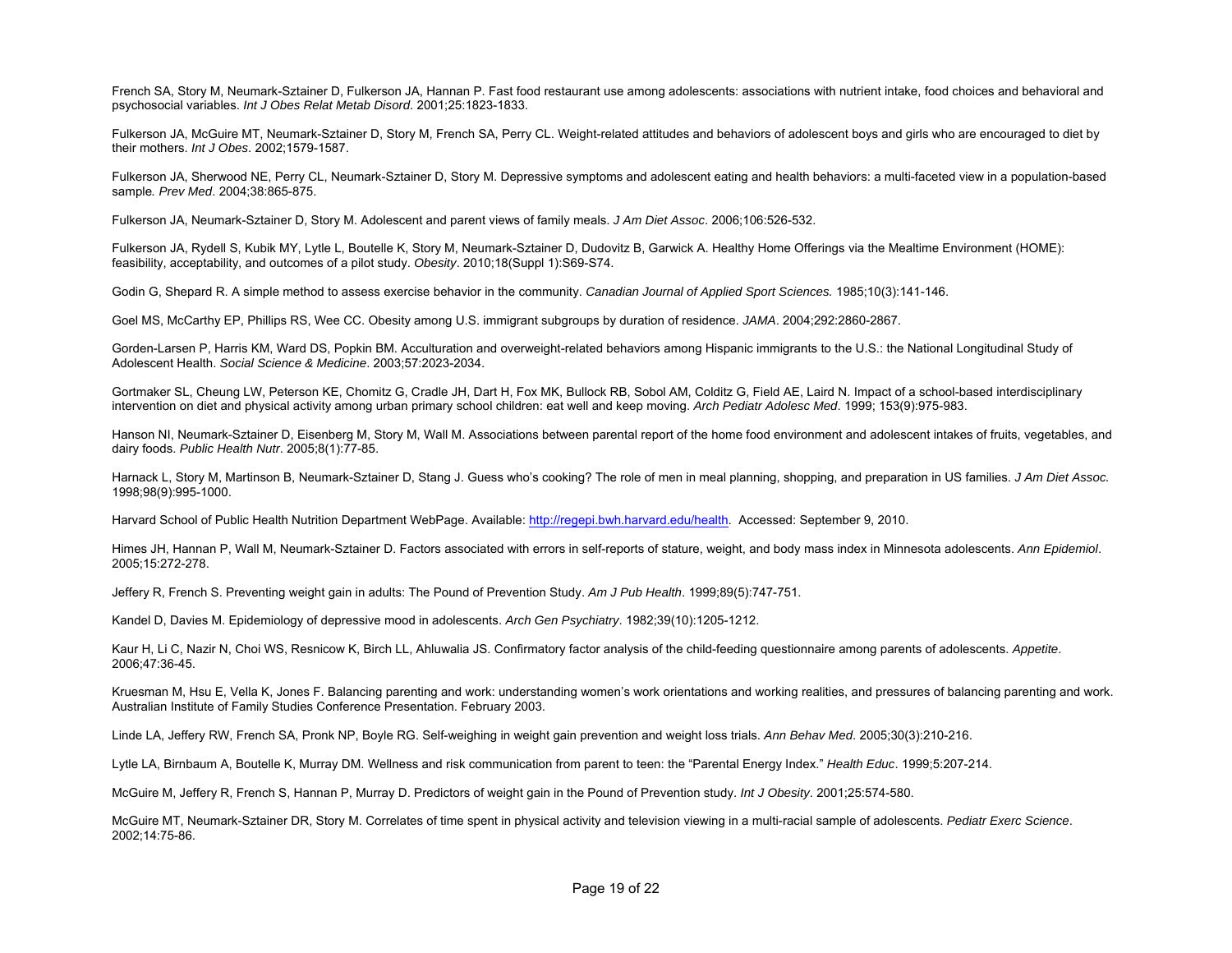French SA, Story M, Neumark-Sztainer D, Fulkerson JA, Hannan P. Fast food restaurant use among adolescents: associations with nutrient intake, food choices and behavioral and psychosocial variables. *Int J Obes Relat Metab Disord*. 2001;25:1823-1833.

Fulkerson JA, McGuire MT, Neumark-Sztainer D, Story M, French SA, Perry CL. Weight-related attitudes and behaviors of adolescent boys and girls who are encouraged to diet by their mothers. *Int J Obes*. 2002;1579-1587.

Fulkerson JA, Sherwood NE, Perry CL, Neumark-Sztainer D, Story M. Depressive symptoms and adolescent eating and health behaviors: a multi-faceted view in a population-based sample*. Prev Med*. 2004;38:865-875.

Fulkerson JA, Neumark-Sztainer D, Story M. Adolescent and parent views of family meals. *J Am Diet Assoc*. 2006;106:526-532.

Fulkerson JA, Rydell S, Kubik MY, Lytle L, Boutelle K, Story M, Neumark-Sztainer D, Dudovitz B, Garwick A. Healthy Home Offerings via the Mealtime Environment (HOME): feasibility, acceptability, and outcomes of a pilot study. *Obesity*. 2010;18(Suppl 1):S69-S74.

Godin G, Shepard R. A simple method to assess exercise behavior in the community. *Canadian Journal of Applied Sport Sciences.* 1985;10(3):141-146.

Goel MS, McCarthy EP, Phillips RS, Wee CC. Obesity among U.S. immigrant subgroups by duration of residence. *JAMA*. 2004;292:2860-2867.

Gorden-Larsen P, Harris KM, Ward DS, Popkin BM. Acculturation and overweight-related behaviors among Hispanic immigrants to the U.S.: the National Longitudinal Study of Adolescent Health. *Social Science & Medicine*. 2003;57:2023-2034.

Gortmaker SL, Cheung LW, Peterson KE, Chomitz G, Cradle JH, Dart H, Fox MK, Bullock RB, Sobol AM, Colditz G, Field AE, Laird N. Impact of a school-based interdisciplinary intervention on diet and physical activity among urban primary school children: eat well and keep moving. *Arch Pediatr Adolesc Med*. 1999; 153(9):975-983.

Hanson NI, Neumark-Sztainer D, Eisenberg M, Story M, Wall M. Associations between parental report of the home food environment and adolescent intakes of fruits, vegetables, and dairy foods. *Public Health Nutr*. 2005;8(1):77-85.

Harnack L, Story M, Martinson B, Neumark-Sztainer D, Stang J. Guess who's cooking? The role of men in meal planning, shopping, and preparation in US families. *J Am Diet Assoc.* 1998;98(9):995-1000.

Harvard School of Public Health Nutrition Department WebPage. Available: [http://regepi.bwh.harvard.edu/health](http://regepi.bwh.harvard.edu/health). Accessed: September 9, 2010.

Himes JH, Hannan P, Wall M, Neumark-Sztainer D. Factors associated with errors in self-reports of stature, weight, and body mass index in Minnesota adolescents. *Ann Epidemiol*. 2005;15:272-278.

Jeffery R, French S. Preventing weight gain in adults: The Pound of Prevention Study. *Am J Pub Health*. 1999;89(5):747-751.

Kandel D, Davies M. Epidemiology of depressive mood in adolescents. *Arch Gen Psychiatry*. 1982;39(10):1205-1212.

Kaur H, Li C, Nazir N, Choi WS, Resnicow K, Birch LL, Ahluwalia JS. Confirmatory factor analysis of the child-feeding questionnaire among parents of adolescents. *Appetite*. 2006;47:36-45.

Kruesman M, Hsu E, Vella K, Jones F. Balancing parenting and work: understanding women's work orientations and working realities, and pressures of balancing parenting and work. Australian Institute of Family Studies Conference Presentation. February 2003.

Linde LA, Jeffery RW, French SA, Pronk NP, Boyle RG. Self-weighing in weight gain prevention and weight loss trials. *Ann Behav Med*. 2005;30(3):210-216.

Lytle LA, Birnbaum A, Boutelle K, Murray DM. Wellness and risk communication from parent to teen: the "Parental Energy Index." *Health Educ*. 1999;5:207-214.

McGuire M, Jeffery R, French S, Hannan P, Murray D. Predictors of weight gain in the Pound of Prevention study. *Int J Obesity*. 2001;25:574-580.

McGuire MT, Neumark-Sztainer DR, Story M. Correlates of time spent in physical activity and television viewing in a multi-racial sample of adolescents. *Pediatr Exerc Science*. 2002;14:75-86.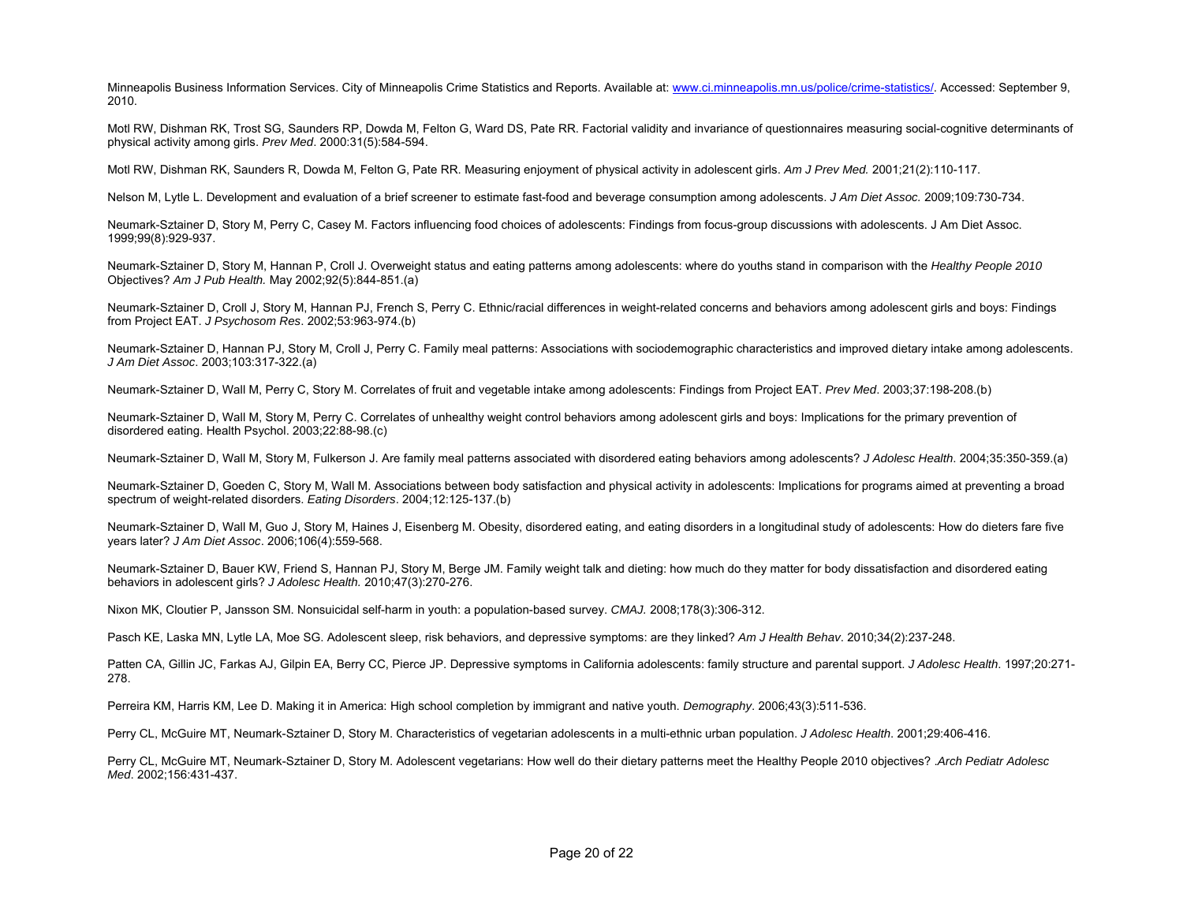Minneapolis Business Information Services. City of Minneapolis Crime Statistics and Reports. Available at: www.ci.minneapolis.mn.us/police/crime-statistics/. Accessed: September 9, 2010.

Motl RW, Dishman RK, Trost SG, Saunders RP, Dowda M, Felton G, Ward DS, Pate RR. Factorial validity and invariance of questionnaires measuring social-cognitive determinants of physical activity among girls. *Prev Med*. 2000:31(5):584-594.

Motl RW, Dishman RK, Saunders R, Dowda M, Felton G, Pate RR. Measuring enjoyment of physical activity in adolescent girls. *Am J Prev Med.* 2001;21(2):110-117.

Nelson M, Lytle L. Development and evaluation of a brief screener to estimate fast-food and beverage consumption among adolescents. *J Am Diet Assoc.* 2009;109:730-734.

Neumark-Sztainer D, Story M, Perry C, Casey M. Factors influencing food choices of adolescents: Findings from focus-group discussions with adolescents. J Am Diet Assoc. 1999;99(8):929-937.

Neumark-Sztainer D, Story M, Hannan P, Croll J. Overweight status and eating patterns among adolescents: where do youths stand in comparison with the *Healthy People 2010* Objectives? *Am J Pub Health.* May 2002;92(5):844-851.(a)

Neumark-Sztainer D, Croll J, Story M, Hannan PJ, French S, Perry C. Ethnic/racial differences in weight-related concerns and behaviors among adolescent girls and boys: Findings from Project EAT. *J Psychosom Res*. 2002;53:963-974.(b)

Neumark-Sztainer D, Hannan PJ, Story M, Croll J, Perry C. Family meal patterns: Associations with sociodemographic characteristics and improved dietary intake among adolescents. *J Am Diet Assoc*. 2003;103:317-322.(a)

Neumark-Sztainer D, Wall M, Perry C, Story M. Correlates of fruit and vegetable intake among adolescents: Findings from Project EAT. *Prev Med*. 2003;37:198-208.(b)

Neumark-Sztainer D, Wall M, Story M, Perry C. Correlates of unhealthy weight control behaviors among adolescent girls and boys: Implications for the primary prevention of disordered eating. Health Psychol. 2003;22:88-98.(c)

Neumark-Sztainer D, Wall M, Story M, Fulkerson J. Are family meal patterns associated with disordered eating behaviors among adolescents? *J Adolesc Health*. 2004;35:350-359.(a)

Neumark-Sztainer D, Goeden C, Story M, Wall M. Associations between body satisfaction and physical activity in adolescents: Implications for programs aimed at preventing a broad spectrum of weight-related disorders. *Eating Disorders*. 2004;12:125-137.(b)

Neumark-Sztainer D, Wall M, Guo J, Story M, Haines J, Eisenberg M. Obesity, disordered eating, and eating disorders in a longitudinal study of adolescents: How do dieters fare five years later? *J Am Diet Assoc*. 2006;106(4):559-568.

Neumark-Sztainer D, Bauer KW, Friend S, Hannan PJ, Story M, Berge JM. Family weight talk and dieting: how much do they matter for body dissatisfaction and disordered eating behaviors in adolescent girls? *J Adolesc Health.* 2010;47(3):270-276.

Nixon MK, Cloutier P, Jansson SM. Nonsuicidal self-harm in youth: a population-based survey. *CMAJ.* 2008;178(3):306-312.

Pasch KE, Laska MN, Lytle LA, Moe SG. Adolescent sleep, risk behaviors, and depressive symptoms: are they linked? *Am J Health Behav*. 2010;34(2):237-248.

Patten CA, Gillin JC, Farkas AJ, Gilpin EA, Berry CC, Pierce JP. Depressive symptoms in California adolescents: family structure and parental support. *J Adolesc Health*. 1997;20:271-278.

Perreira KM, Harris KM, Lee D. Making it in America: High school completion by immigrant and native youth. *Demography*. 2006;43(3):511-536.

Perry CL, McGuire MT, Neumark-Sztainer D, Story M. Characteristics of vegetarian adolescents in a multi-ethnic urban population. *J Adolesc Health*. 2001;29:406-416.

Perry CL, McGuire MT, Neumark-Sztainer D, Story M. Adolescent vegetarians: How well do their dietary patterns meet the Healthy People 2010 objectives? *.Arch Pediatr Adolesc Med*. 2002;156:431-437.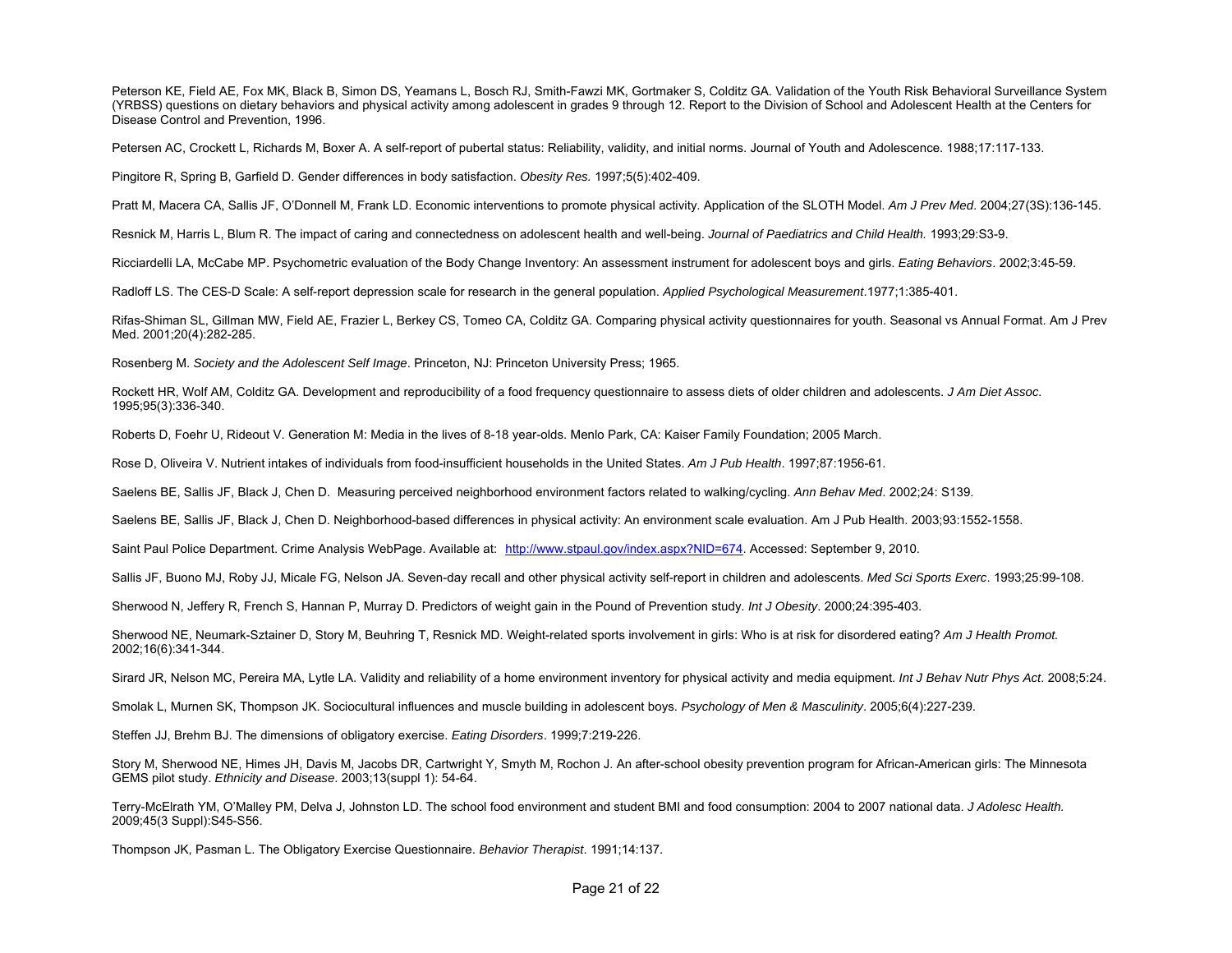Peterson KE, Field AE, Fox MK, Black B, Simon DS, Yeamans L, Bosch RJ, Smith-Fawzi MK, Gortmaker S, Colditz GA. Validation of the Youth Risk Behavioral Surveillance System (YRBSS) questions on dietary behaviors and physical activity among adolescent in grades 9 through 12. Report to the Division of School and Adolescent Health at the Centers for Disease Control and Prevention, 1996.

Petersen AC, Crockett L, Richards M, Boxer A. A self-report of pubertal status: Reliability, validity, and initial norms. Journal of Youth and Adolescence. 1988;17:117-133.

Pingitore R, Spring B, Garfield D. Gender differences in body satisfaction. *Obesity Res.* 1997;5(5):402-409.

Pratt M, Macera CA, Sallis JF, O'Donnell M, Frank LD. Economic interventions to promote physical activity. Application of the SLOTH Model. *Am J Prev Med*. 2004;27(3S):136-145.

Resnick M, Harris L, Blum R. The impact of caring and connectedness on adolescent health and well-being. *Journal of Paediatrics and Child Health.* 1993;29:S3-9.

Ricciardelli LA, McCabe MP. Psychometric evaluation of the Body Change Inventory: An assessment instrument for adolescent boys and girls. *Eating Behaviors*. 2002;3:45-59.

Radloff LS. The CES-D Scale: A self-report depression scale for research in the general population. *Applied Psychological Measurement*.1977;1:385-401.

Rifas-Shiman SL, Gillman MW, Field AE, Frazier L, Berkey CS, Tomeo CA, Colditz GA. Comparing physical activity questionnaires for youth. Seasonal vs Annual Format. Am J Prev Med. 2001;20(4):282-285.

Rosenberg M. *Society and the Adolescent Self Image*. Princeton, NJ: Princeton University Press; 1965.

Rockett HR, Wolf AM, Colditz GA. Development and reproducibility of a food frequency questionnaire to assess diets of older children and adolescents. *J Am Diet Assoc.* 1995;95(3):336-340.

Roberts D, Foehr U, Rideout V. Generation M: Media in the lives of 8-18 year-olds. Menlo Park, CA: Kaiser Family Foundation; 2005 March.

Rose D, Oliveira V. Nutrient intakes of individuals from food-insufficient households in the United States. *Am J Pub Health*. 1997;87:1956-61.

Saelens BE, Sallis JF, Black J, Chen D. Measuring perceived neighborhood environment factors related to walking/cycling. *Ann Behav Med*. 2002;24: S139.

Saelens BE, Sallis JF, Black J, Chen D. Neighborhood-based differences in physical activity: An environment scale evaluation. Am J Pub Health. 2003;93:1552-1558.

Saint Paul Police Department. Crime Analysis WebPage. Available at: http://www.stpaul.gov/index.aspx?NID=674. Accessed: September 9, 2010.

Sallis JF, Buono MJ, Roby JJ, Micale FG, Nelson JA. Seven-day recall and other physical activity self-report in children and adolescents. *Med Sci Sports Exerc*. 1993;25:99-108.

Sherwood N, Jeffery R, French S, Hannan P, Murray D. Predictors of weight gain in the Pound of Prevention study. *Int J Obesity*. 2000;24:395-403.

Sherwood NE, Neumark-Sztainer D, Story M, Beuhring T, Resnick MD. Weight-related sports involvement in girls: Who is at risk for disordered eating? *Am J Health Promot.* 2002;16(6):341-344.

Sirard JR, Nelson MC, Pereira MA, Lytle LA. Validity and reliability of a home environment inventory for physical activity and media equipment. *Int J Behav Nutr Phys Act*. 2008;5:24.

Smolak L, Murnen SK, Thompson JK. Sociocultural influences and muscle building in adolescent boys. *Psychology of Men & Masculinity*. 2005;6(4):227-239.

Steffen JJ, Brehm BJ. The dimensions of obligatory exercise. *Eating Disorders*. 1999;7:219-226.

Story M, Sherwood NE, Himes JH, Davis M, Jacobs DR, Cartwright Y, Smyth M, Rochon J. An after-school obesity prevention program for African-American girls: The Minnesota GEMS pilot study. *Ethnicity and Disease.* 2003;13(suppl 1): 54-64.

Terry-McElrath YM, O'Malley PM, Delva J, Johnston LD. The school food environment and student BMI and food consumption: 2004 to 2007 national data. *J Adolesc Health.* 2009;45(3 Suppl):S45-S56.

Thompson JK, Pasman L. The Obligatory Exercise Questionnaire. *Behavior Therapist*. 1991;14:137.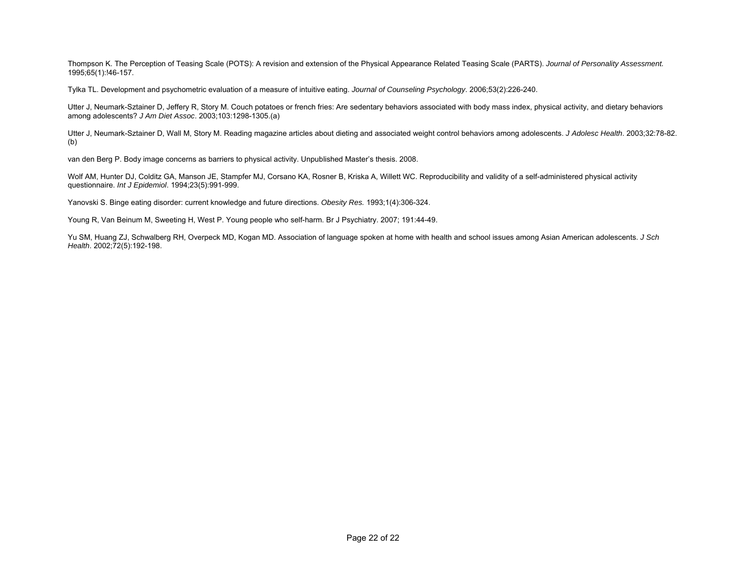Thompson K. The Perception of Teasing Scale (POTS): A revision and extension of the Physical Appearance Related Teasing Scale (PARTS). *Journal of Personality Assessment.* 1995;65(1):!46-157.

Tylka TL. Development and psychometric evaluation of a measure of intuitive eating. *Journal of Counseling Psychology*. 2006;53(2):226-240.

Utter J, Neumark-Sztainer D, Jeffery R, Story M. Couch potatoes or french fries: Are sedentary behaviors associated with body mass index, physical activity, and dietary behaviors among adolescents? *J Am Diet Assoc*. 2003;103:1298-1305.(a)

Utter J, Neumark-Sztainer D, Wall M, Story M. Reading magazine articles about dieting and associated weight control behaviors among adolescents. *J Adolesc Health*. 2003;32:78-82. (b)

van den Berg P. Body image concerns as barriers to physical activity. Unpublished Master's thesis. 2008.

Wolf AM, Hunter DJ, Colditz GA, Manson JE, Stampfer MJ, Corsano KA, Rosner B, Kriska A, Willett WC. Reproducibility and validity of a self-administered physical activity questionnaire. *Int J Epidemiol*. 1994;23(5):991-999.

Yanovski S. Binge eating disorder: current knowledge and future directions. *Obesity Res.* 1993;1(4):306-324.

Young R, Van Beinum M, Sweeting H, West P. Young people who self-harm. Br J Psychiatry. 2007; 191:44-49.

Yu SM, Huang ZJ, Schwalberg RH, Overpeck MD, Kogan MD. Association of language spoken at home with health and school issues among Asian American adolescents. *J Sch Health*. 2002;72(5):192-198.